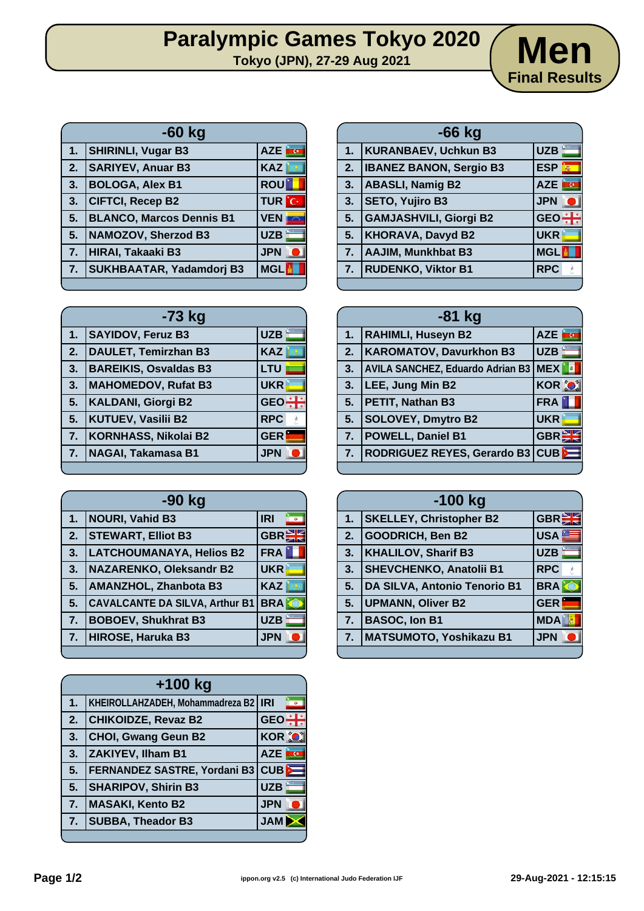# Paralympic Games Tokyo 2020

**Tokyo (JPN), 27-29 Aug 2021**

# Men

**Final Results**

## -60 kg

| | | |
|---|---|---|
| 1. | SHIRINLI, Vugar B3 | AZE |
| 2. | SARIYEV, Anuar B3 | KAZ |
| 3. | BOLOGA, Alex B1 | ROU |
| 3. | CIFTCI, Recep B2 | TUR |
| 5. | BLANCO, Marcos Dennis B1 | VEN |
| 5. | NAMOZOV, Sherzod B3 | UZB |
| 7. | HIRAI, Takaaki B3 | JPN |
| 7. | SUKHBAATAR, Yadamdorj B3 | MGL |

## -66 kg

| | | |
|---|---|---|
| 1. | KURANBAEV, Uchkun B3 | UZB |
| 2. | IBANEZ BANON, Sergio B3 | ESP |
| 3. | ABASLI, Namig B2 | AZE |
| 3. | SETO, Yujiro B3 | JPN |
| 5. | GAMJASHVILI, Giorgi B2 | GEO |
| 5. | KHORAVA, Davyd B2 | UKR |
| 7. | AAJIM, Munkhbat B3 | MGL |
| 7. | RUDENKO, Viktor B1 | RPC |

## -73 kg

| | | |
|---|---|---|
| 1. | SAYIDOV, Feruz B3 | UZB |
| 2. | DAULET, Temirzhan B3 | KAZ |
| 3. | BAREIKIS, Osvaldas B3 | LTU |
| 3. | MAHOMEDOV, Rufat B3 | UKR |
| 5. | KALDANI, Giorgi B2 | GEO |
| 5. | KUTUEV, Vasilii B2 | RPC |
| 7. | KORNHASS, Nikolai B2 | GER |
| 7. | NAGAI, Takamasa B1 | JPN |

## -81 kg

| | | |
|---|---|---|
| 1. | RAHIMLI, Huseyn B2 | AZE |
| 2. | KAROMATOV, Davurkhon B3 | UZB |
| 3. | AVILA SANCHEZ, Eduardo Adrian B3 | MEX |
| 3. | LEE, Jung Min B2 | KOR |
| 5. | PETIT, Nathan B3 | FRA |
| 5. | SOLOVEY, Dmytro B2 | UKR |
| 7. | POWELL, Daniel B1 | GBR |
| 7. | RODRIGUEZ REYES, Gerardo B3 | CUB |

## -90 kg

| | | |
|---|---|---|
| 1. | NOURI, Vahid B3 | IRI |
| 2. | STEWART, Elliot B3 | GBR |
| 3. | LATCHOUMANAYA, Helios B2 | FRA |
| 3. | NAZARENKO, Oleksandr B2 | UKR |
| 5. | AMANZHOL, Zhanbota B3 | KAZ |
| 5. | CAVALCANTE DA SILVA, Arthur B1 | BRA |
| 7. | BOBOEV, Shukhrat B3 | UZB |
| 7. | HIROSE, Haruka B3 | JPN |

## -100 kg

| | | |
|---|---|---|
| 1. | SKELLEY, Christopher B2 | GBR |
| 2. | GOODRICH, Ben B2 | USA |
| 3. | KHALILOV, Sharif B3 | UZB |
| 3. | SHEVCHENKO, Anatolii B1 | RPC |
| 5. | DA SILVA, Antonio Tenorio B1 | BRA |
| 5. | UPMANN, Oliver B2 | GER |
| 7. | BASOC, Ion B1 | MDA |
| 7. | MATSUMOTO, Yoshikazu B1 | JPN |

## +100 kg

| | | |
|---|---|---|
| 1. | KHEIROLLAHZADEH, Mohammadreza B2 | IRI |
| 2. | CHIKOIDZE, Revaz B2 | GEO |
| 3. | CHOI, Gwang Geun B2 | KOR |
| 3. | ZAKIYEV, Ilham B1 | AZE |
| 5. | FERNANDEZ SASTRE, Yordani B3 | CUB |
| 5. | SHARIPOV, Shirin B3 | UZB |
| 7. | MASAKI, Kento B2 | JPN |
| 7. | SUBBA, Theador B3 | JAM |

ippon.org v2.5 (c) International Judo Federation IJF

29-Aug-2021 - 12:15:15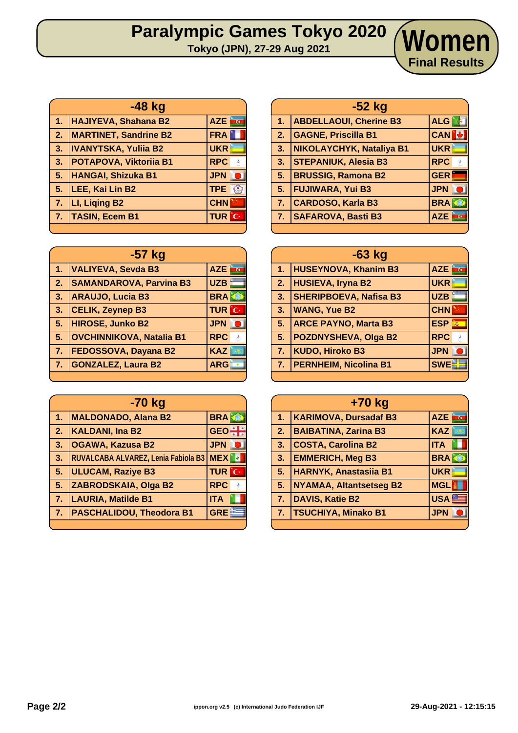# Paralympic Games Tokyo 2020

**Tokyo (JPN), 27-29 Aug 2021**

## Women

**Final Results**

### -48 kg

| | | |
|---|---|---|
| 1. | HAJIYEVA, Shahana B2 | AZE |
| 2. | MARTINET, Sandrine B2 | FRA |
| 3. | IVANYTSKA, Yuliia B2 | UKR |
| 3. | POTAPOVA, Viktoriia B1 | RPC |
| 5. | HANGAI, Shizuka B1 | JPN |
| 5. | LEE, Kai Lin B2 | TPE |
| 7. | LI, Liqing B2 | CHN |
| 7. | TASIN, Ecem B1 | TUR |

### -52 kg

| | | |
|---|---|---|
| 1. | ABDELLAOUI, Cherine B3 | ALG |
| 2. | GAGNE, Priscilla B1 | CAN |
| 3. | NIKOLAYCHYK, Nataliya B1 | UKR |
| 3. | STEPANIUK, Alesia B3 | RPC |
| 5. | BRUSSIG, Ramona B2 | GER |
| 5. | FUJIWARA, Yui B3 | JPN |
| 7. | CARDOSO, Karla B3 | BRA |
| 7. | SAFAROVA, Basti B3 | AZE |

### -57 kg

| | | |
|---|---|---|
| 1. | VALIYEVA, Sevda B3 | AZE |
| 2. | SAMANDAROVA, Parvina B3 | UZB |
| 3. | ARAUJO, Lucia B3 | BRA |
| 3. | CELIK, Zeynep B3 | TUR |
| 5. | HIROSE, Junko B2 | JPN |
| 5. | OVCHINNIKOVA, Natalia B1 | RPC |
| 7. | FEDOSSOVA, Dayana B2 | KAZ |
| 7. | GONZALEZ, Laura B2 | ARG |

### -63 kg

| | | |
|---|---|---|
| 1. | HUSEYNOVA, Khanim B3 | AZE |
| 2. | HUSIEVA, Iryna B2 | UKR |
| 3. | SHERIPBOEVA, Nafisa B3 | UZB |
| 3. | WANG, Yue B2 | CHN |
| 5. | ARCE PAYNO, Marta B3 | ESP |
| 5. | POZDNYSHEVA, Olga B2 | RPC |
| 7. | KUDO, Hiroko B3 | JPN |
| 7. | PERNHEIM, Nicolina B1 | SWE |

### -70 kg

| | | |
|---|---|---|
| 1. | MALDONADO, Alana B2 | BRA |
| 2. | KALDANI, Ina B2 | GEO |
| 3. | OGAWA, Kazusa B2 | JPN |
| 3. | RUVALCABA ALVAREZ, Lenia Fabiola B3 | MEX |
| 5. | ULUCAM, Raziye B3 | TUR |
| 5. | ZABRODSKAIA, Olga B2 | RPC |
| 7. | LAURIA, Matilde B1 | ITA |
| 7. | PASCHALIDOU, Theodora B1 | GRE |

### +70 kg

| | | |
|---|---|---|
| 1. | KARIMOVA, Dursadaf B3 | AZE |
| 2. | BAIBATINA, Zarina B3 | KAZ |
| 3. | COSTA, Carolina B2 | ITA |
| 3. | EMMERICH, Meg B3 | BRA |
| 5. | HARNYK, Anastasiia B1 | UKR |
| 5. | NYAMAA, Altantsetseg B2 | MGL |
| 7. | DAVIS, Katie B2 | USA |
| 7. | TSUCHIYA, Minako B1 | JPN |

ippon.org v2.5 (c) International Judo Federation IJF

29-Aug-2021 - 12:15:15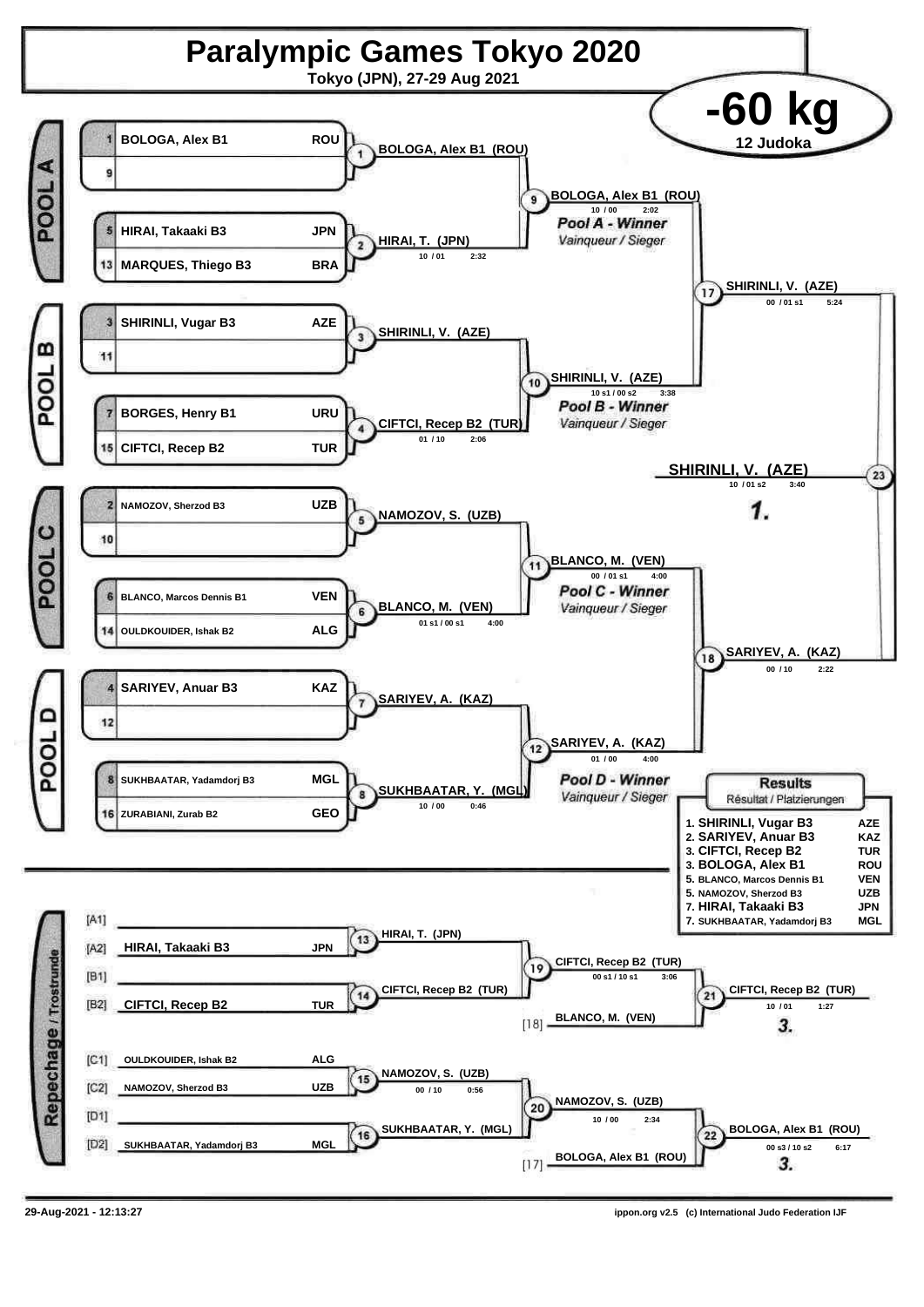# Paralympic Games Tokyo 2020

**Tokyo (JPN), 27-29 Aug 2021**

## -60 kg

**12 Judoka**

### POOL A

| Seed | Name | Nation |
|---|---|---|
| 1 | BOLOGA, Alex B1 | ROU |
| 9 | | |
| 5 | HIRAI, Takaaki B3 | JPN |
| 13 | MARQUES, Thiego B3 | BRA |

- (1) BOLOGA, Alex B1 (ROU)
- (2) HIRAI, T. (JPN) — 10 / 01 — 2:32
- (9) BOLOGA, Alex B1 (ROU) — 10 / 00 — 2:02

*Pool A - Winner*
*Vainqueur / Sieger*

### POOL B

| Seed | Name | Nation |
|---|---|---|
| 3 | SHIRINLI, Vugar B3 | AZE |
| 11 | | |
| 7 | BORGES, Henry B1 | URU |
| 15 | CIFTCI, Recep B2 | TUR |

- (3) SHIRINLI, V. (AZE)
- (4) CIFTCI, Recep B2 (TUR) — 01 / 10 — 2:06
- (10) SHIRINLI, V. (AZE) — 10 s1 / 00 s2 — 3:38

*Pool B - Winner*
*Vainqueur / Sieger*

- (17) SHIRINLI, V. (AZE) — 00 / 01 s1 — 5:24

### POOL C

| Seed | Name | Nation |
|---|---|---|
| 2 | NAMOZOV, Sherzod B3 | UZB |
| 10 | | |
| 6 | BLANCO, Marcos Dennis B1 | VEN |
| 14 | OULDKOUIDER, Ishak B2 | ALG |

- (5) NAMOZOV, S. (UZB)
- (6) BLANCO, M. (VEN) — 01 s1 / 00 s1 — 4:00
- (11) BLANCO, M. (VEN) — 00 / 01 s1 — 4:00

*Pool C - Winner*
*Vainqueur / Sieger*

### POOL D

| Seed | Name | Nation |
|---|---|---|
| 4 | SARIYEV, Anuar B3 | KAZ |
| 12 | | |
| 8 | SUKHBAATAR, Yadamdorj B3 | MGL |
| 16 | ZURABIANI, Zurab B2 | GEO |

- (7) SARIYEV, A. (KAZ)
- (8) SUKHBAATAR, Y. (MGL) — 10 / 00 — 0:46
- (12) SARIYEV, A. (KAZ) — 01 / 00 — 4:00

*Pool D - Winner*
*Vainqueur / Sieger*

- (18) SARIYEV, A. (KAZ) — 00 / 10 — 2:22

### Final

- (23) **SHIRINLI, V. (AZE)** — 10 / 01 s2 — 3:40

**1.**

### Repechage / Trostrunde

| | Name | Nation |
|---|---|---|
| [A1] | | |
| [A2] | HIRAI, Takaaki B3 | JPN |
| [B1] | | |
| [B2] | CIFTCI, Recep B2 | TUR |
| [C1] | OULDKOUIDER, Ishak B2 | ALG |
| [C2] | NAMOZOV, Sherzod B3 | UZB |
| [D1] | | |
| [D2] | SUKHBAATAR, Yadamdorj B3 | MGL |

- (13) HIRAI, T. (JPN)
- (14) CIFTCI, Recep B2 (TUR)
- (19) CIFTCI, Recep B2 (TUR) — 00 s1 / 10 s1 — 3:06
- [18] BLANCO, M. (VEN)
- (21) CIFTCI, Recep B2 (TUR) — 10 / 01 — 1:27 — **3.**
- (15) NAMOZOV, S. (UZB) — 00 / 10 — 0:56
- (16) SUKHBAATAR, Y. (MGL)
- (20) NAMOZOV, S. (UZB) — 10 / 00 — 2:34
- [17] BOLOGA, Alex B1 (ROU)
- (22) BOLOGA, Alex B1 (ROU) — 00 s3 / 10 s2 — 6:17 — **3.**

### Results

Résultat / Platzierungen

| Rank | Name | Nation |
|---|---|---|
| 1. | SHIRINLI, Vugar B3 | AZE |
| 2. | SARIYEV, Anuar B3 | KAZ |
| 3. | CIFTCI, Recep B2 | TUR |
| 3. | BOLOGA, Alex B1 | ROU |
| 5. | BLANCO, Marcos Dennis B1 | VEN |
| 5. | NAMOZOV, Sherzod B3 | UZB |
| 7. | HIRAI, Takaaki B3 | JPN |
| 7. | SUKHBAATAR, Yadamdorj B3 | MGL |

29-Aug-2021 - 12:13:27

ippon.org v2.5 (c) International Judo Federation IJF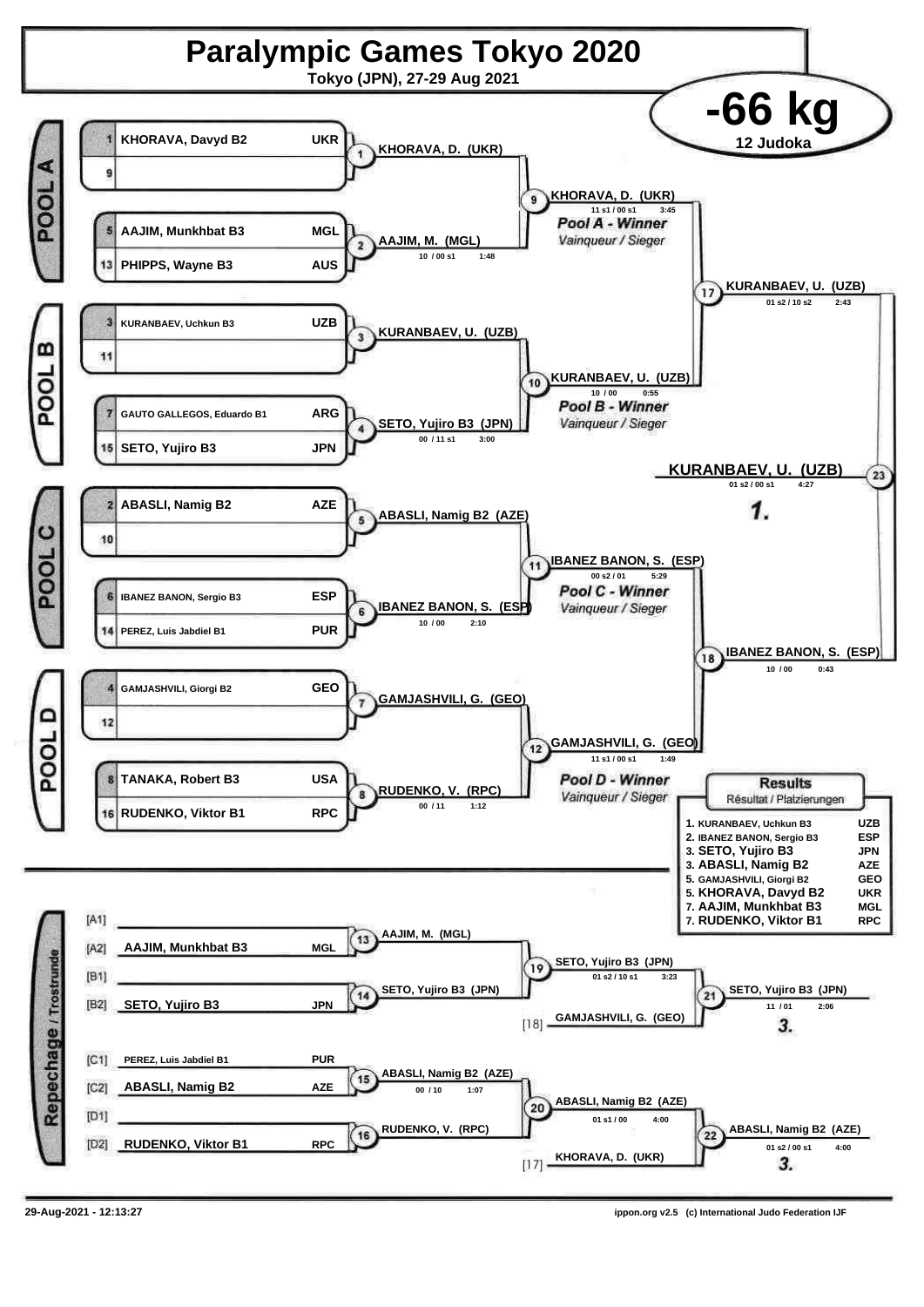# Paralympic Games Tokyo 2020

**Tokyo (JPN), 27-29 Aug 2021**

## -66 kg

**12 Judoka**

### POOL A

| | | |
|---|---|---|
| 1 | KHORAVA, Davyd B2 | UKR |
| 9 | | |
| 5 | AAJIM, Munkhbat B3 | MGL |
| 13 | PHIPPS, Wayne B3 | AUS |

1. KHORAVA, D. (UKR)
2. AAJIM, M. (MGL) — 10 / 00 s1 — 1:48

9. KHORAVA, D. (UKR) — 11 s1 / 00 s1 — 3:45

*Pool A - Winner*
*Vainqueur / Sieger*

### POOL B

| | | |
|---|---|---|
| 3 | KURANBAEV, Uchkun B3 | UZB |
| 11 | | |
| 7 | GAUTO GALLEGOS, Eduardo B1 | ARG |
| 15 | SETO, Yujiro B3 | JPN |

3. KURANBAEV, U. (UZB)
4. SETO, Yujiro B3 (JPN) — 00 / 11 s1 — 3:00

10. KURANBAEV, U. (UZB) — 10 / 00 — 0:55

*Pool B - Winner*
*Vainqueur / Sieger*

17. KURANBAEV, U. (UZB) — 01 s2 / 10 s2 — 2:43

### POOL C

| | | |
|---|---|---|
| 2 | ABASLI, Namig B2 | AZE |
| 10 | | |
| 6 | IBANEZ BANON, Sergio B3 | ESP |
| 14 | PEREZ, Luis Jabdiel B1 | PUR |

5. ABASLI, Namig B2 (AZE)
6. IBANEZ BANON, S. (ESP) — 10 / 00 — 2:10

11. IBANEZ BANON, S. (ESP) — 00 s2 / 01 — 5:29

*Pool C - Winner*
*Vainqueur / Sieger*

### POOL D

| | | |
|---|---|---|
| 4 | GAMJASHVILI, Giorgi B2 | GEO |
| 12 | | |
| 8 | TANAKA, Robert B3 | USA |
| 16 | RUDENKO, Viktor B1 | RPC |

7. GAMJASHVILI, G. (GEO)
8. RUDENKO, V. (RPC) — 00 / 11 — 1:12

12. GAMJASHVILI, G. (GEO) — 11 s1 / 00 s1 — 1:49

*Pool D - Winner*
*Vainqueur / Sieger*

18. IBANEZ BANON, S. (ESP) — 10 / 00 — 0:43

### Final

23. **KURANBAEV, U. (UZB)** — 01 s2 / 00 s1 — 4:27

**1.**

### Repechage / Trostrunde

| | | |
|---|---|---|
| [A1] | | |
| [A2] | AAJIM, Munkhbat B3 | MGL |
| [B1] | | |
| [B2] | SETO, Yujiro B3 | JPN |
| [C1] | PEREZ, Luis Jabdiel B1 | PUR |
| [C2] | ABASLI, Namig B2 | AZE |
| [D1] | | |
| [D2] | RUDENKO, Viktor B1 | RPC |

13. AAJIM, M. (MGL)
14. SETO, Yujiro B3 (JPN)
19. SETO, Yujiro B3 (JPN) — 01 s2 / 10 s1 — 3:23
[18] GAMJASHVILI, G. (GEO)
21. SETO, Yujiro B3 (JPN) — 11 / 01 — 2:06 — **3.**

15. ABASLI, Namig B2 (AZE) — 00 / 10 — 1:07
16. RUDENKO, V. (RPC)
20. ABASLI, Namig B2 (AZE) — 01 s1 / 00 — 4:00
[17] KHORAVA, D. (UKR)
22. ABASLI, Namig B2 (AZE) — 01 s2 / 00 s1 — 4:00 — **3.**

### Results

Résultat / Platzierungen

| | | |
|---|---|---|
| 1. | KURANBAEV, Uchkun B3 | UZB |
| 2. | IBANEZ BANON, Sergio B3 | ESP |
| 3. | SETO, Yujiro B3 | JPN |
| 3. | ABASLI, Namig B2 | AZE |
| 5. | GAMJASHVILI, Giorgi B2 | GEO |
| 5. | KHORAVA, Davyd B2 | UKR |
| 7. | AAJIM, Munkhbat B3 | MGL |
| 7. | RUDENKO, Viktor B1 | RPC |

29-Aug-2021 - 12:13:27

ippon.org v2.5 (c) International Judo Federation IJF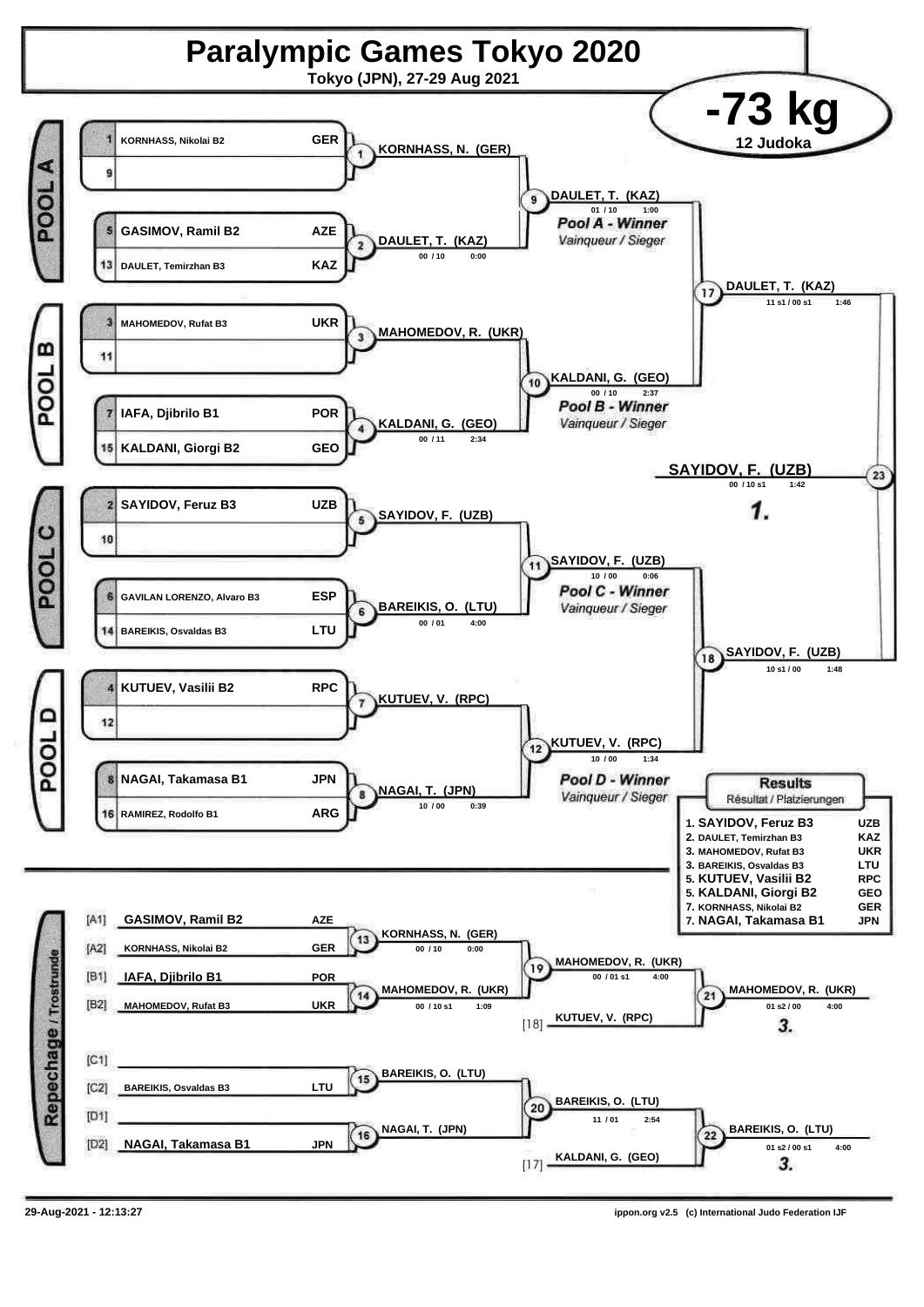# Paralympic Games Tokyo 2020

**Tokyo (JPN), 27-29 Aug 2021**

## -73 kg

**12 Judoka**

### POOL A

| Seed | Name | Country |
|---|---|---|
| 1 | KORNHASS, Nikolai B2 | GER |
| 9 | | |
| 5 | GASIMOV, Ramil B2 | AZE |
| 13 | DAULET, Temirzhan B3 | KAZ |

- 1: KORNHASS, N. (GER)
- 2: DAULET, T. (KAZ) — 00 / 10 — 0:00
- 9: DAULET, T. (KAZ) — 01 / 10 — 1:00

*Pool A - Winner*
*Vainqueur / Sieger*

### POOL B

| Seed | Name | Country |
|---|---|---|
| 3 | MAHOMEDOV, Rufat B3 | UKR |
| 11 | | |
| 7 | IAFA, Djibrilo B1 | POR |
| 15 | KALDANI, Giorgi B2 | GEO |

- 3: MAHOMEDOV, R. (UKR)
- 4: KALDANI, G. (GEO) — 00 / 11 — 2:34
- 10: KALDANI, G. (GEO) — 00 / 10 — 2:37

*Pool B - Winner*
*Vainqueur / Sieger*

### POOL C

| Seed | Name | Country |
|---|---|---|
| 2 | SAYIDOV, Feruz B3 | UZB |
| 10 | | |
| 6 | GAVILAN LORENZO, Alvaro B3 | ESP |
| 14 | BAREIKIS, Osvaldas B3 | LTU |

- 5: SAYIDOV, F. (UZB)
- 6: BAREIKIS, O. (LTU) — 00 / 01 — 4:00
- 11: SAYIDOV, F. (UZB) — 10 / 00 — 0:06

*Pool C - Winner*
*Vainqueur / Sieger*

### POOL D

| Seed | Name | Country |
|---|---|---|
| 4 | KUTUEV, Vasilii B2 | RPC |
| 12 | | |
| 8 | NAGAI, Takamasa B1 | JPN |
| 16 | RAMIREZ, Rodolfo B1 | ARG |

- 7: KUTUEV, V. (RPC)
- 8: NAGAI, T. (JPN) — 10 / 00 — 0:39
- 12: KUTUEV, V. (RPC) — 10 / 00 — 1:34

*Pool D - Winner*
*Vainqueur / Sieger*

### Semi-finals and Final

- 17: DAULET, T. (KAZ) — 11 s1 / 00 s1 — 1:46
- 18: SAYIDOV, F. (UZB) — 10 s1 / 00 — 1:48
- 23: SAYIDOV, F. (UZB) — 00 / 10 s1 — 1:42 — **1.**

### Repechage / Trostrunde

| Pos | Name | Country |
|---|---|---|
| [A1] | GASIMOV, Ramil B2 | AZE |
| [A2] | KORNHASS, Nikolai B2 | GER |
| [B1] | IAFA, Djibrilo B1 | POR |
| [B2] | MAHOMEDOV, Rufat B3 | UKR |
| [C1] | | |
| [C2] | BAREIKIS, Osvaldas B3 | LTU |
| [D1] | | |
| [D2] | NAGAI, Takamasa B1 | JPN |

- 13: KORNHASS, N. (GER) — 00 / 10 — 0:00
- 14: MAHOMEDOV, R. (UKR) — 00 / 10 s1 — 1:09
- 15: BAREIKIS, O. (LTU)
- 16: NAGAI, T. (JPN)
- 19: MAHOMEDOV, R. (UKR) — 00 / 01 s1 — 4:00
- 20: BAREIKIS, O. (LTU) — 11 / 01 — 2:54
- [18] KUTUEV, V. (RPC)
- 21: MAHOMEDOV, R. (UKR) — 01 s2 / 00 — 4:00 — **3.**
- [17] KALDANI, G. (GEO)
- 22: BAREIKIS, O. (LTU) — 01 s2 / 00 s1 — 4:00 — **3.**

### Results

Résultat / Platzierungen

| Rank | Name | Country |
|---|---|---|
| 1. | SAYIDOV, Feruz B3 | UZB |
| 2. | DAULET, Temirzhan B3 | KAZ |
| 3. | MAHOMEDOV, Rufat B3 | UKR |
| 3. | BAREIKIS, Osvaldas B3 | LTU |
| 5. | KUTUEV, Vasilii B2 | RPC |
| 5. | KALDANI, Giorgi B2 | GEO |
| 7. | KORNHASS, Nikolai B2 | GER |
| 7. | NAGAI, Takamasa B1 | JPN |

29-Aug-2021 - 12:13:27

ippon.org v2.5 (c) International Judo Federation IJF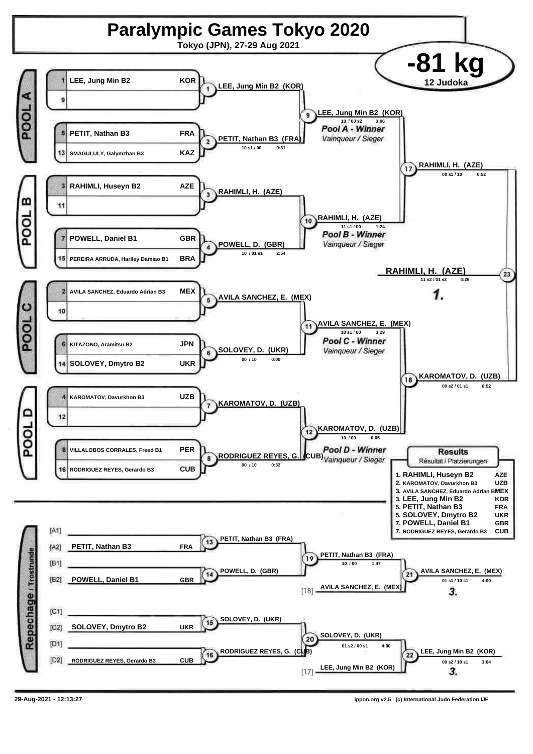# Paralympic Games Tokyo 2020

**Tokyo (JPN), 27-29 Aug 2021**

## -81 kg

**12 Judoka**

### POOL A

- 1 LEE, Jung Min B2 — KOR
- 9
- 5 PETIT, Nathan B3 — FRA
- 13 SMAGULULY, Galymzhan B3 — KAZ

Contest 1: LEE, Jung Min B2 (KOR)

Contest 2: PETIT, Nathan B3 (FRA) — 10 s1 / 00 — 0:31

Contest 9: LEE, Jung Min B2 (KOR) — 10 / 00 s2 — 3:06

*Pool A - Winner*
*Vainqueur / Sieger*

### POOL B

- 3 RAHIMLI, Huseyn B2 — AZE
- 11
- 7 POWELL, Daniel B1 — GBR
- 15 PEREIRA ARRUDA, Harlley Damiao B1 — BRA

Contest 3: RAHIMLI, H. (AZE)

Contest 4: POWELL, D. (GBR) — 10 / 01 s1 — 2:54

Contest 10: RAHIMLI, H. (AZE) — 11 s1 / 00 — 1:24

*Pool B - Winner*
*Vainqueur / Sieger*

Contest 17: RAHIMLI, H. (AZE) — 00 s1 / 10 — 0:52

### POOL C

- 2 AVILA SANCHEZ, Eduardo Adrian B3 — MEX
- 10
- 6 KITAZONO, Aramitsu B2 — JPN
- 14 SOLOVEY, Dmytro B2 — UKR

Contest 5: AVILA SANCHEZ, E. (MEX)

Contest 6: SOLOVEY, D. (UKR) — 00 / 10 — 0:00

Contest 11: AVILA SANCHEZ, E. (MEX) — 10 s1 / 00 — 3:29

*Pool C - Winner*
*Vainqueur / Sieger*

### POOL D

- 4 KAROMATOV, Davurkhon B3 — UZB
- 12
- 8 VILLALOBOS CORRALES, Freed B1 — PER
- 16 RODRIGUEZ REYES, Gerardo B3 — CUB

Contest 7: KAROMATOV, D. (UZB)

Contest 8: RODRIGUEZ REYES, G. (CUB) — 00 / 10 — 0:32

Contest 12: KAROMATOV, D. (UZB) — 10 / 00 — 0:05

*Pool D - Winner*
*Vainqueur / Sieger*

Contest 18: KAROMATOV, D. (UZB) — 00 s2 / 01 s1 — 6:52

### Final

Contest 23: RAHIMLI, H. (AZE) — 11 s2 / 01 s2 — 4:26

**1.**

### Repechage / Trostrunde

- [A1]
- [A2] PETIT, Nathan B3 — FRA
- [B1]
- [B2] POWELL, Daniel B1 — GBR
- [C1]
- [C2] SOLOVEY, Dmytro B2 — UKR
- [D1]
- [D2] RODRIGUEZ REYES, Gerardo B3 — CUB

Contest 13: PETIT, Nathan B3 (FRA)

Contest 14: POWELL, D. (GBR)

Contest 19: PETIT, Nathan B3 (FRA) — 10 / 00 — 1:47

[18] AVILA SANCHEZ, E. (MEX)

Contest 21: AVILA SANCHEZ, E. (MEX) — 01 s1 / 10 s1 — 4:00 — **3.**

Contest 15: SOLOVEY, D. (UKR)

Contest 16: RODRIGUEZ REYES, G. (CUB)

Contest 20: SOLOVEY, D. (UKR) — 01 s2 / 00 s1 — 4:00

[17] LEE, Jung Min B2 (KOR)

Contest 22: LEE, Jung Min B2 (KOR) — 00 s2 / 10 s1 — 3:04 — **3.**

### Results

Résultat / Platzierungen

| | | |
|---|---|---|
| 1. | RAHIMLI, Huseyn B2 | AZE |
| 2. | KAROMATOV, Davurkhon B3 | UZB |
| 3. | AVILA SANCHEZ, Eduardo Adrian B3 | MEX |
| 3. | LEE, Jung Min B2 | KOR |
| 5. | PETIT, Nathan B3 | FRA |
| 5. | SOLOVEY, Dmytro B2 | UKR |
| 7. | POWELL, Daniel B1 | GBR |
| 7. | RODRIGUEZ REYES, Gerardo B3 | CUB |

29-Aug-2021 - 12:13:27

ippon.org v2.5 (c) International Judo Federation IJF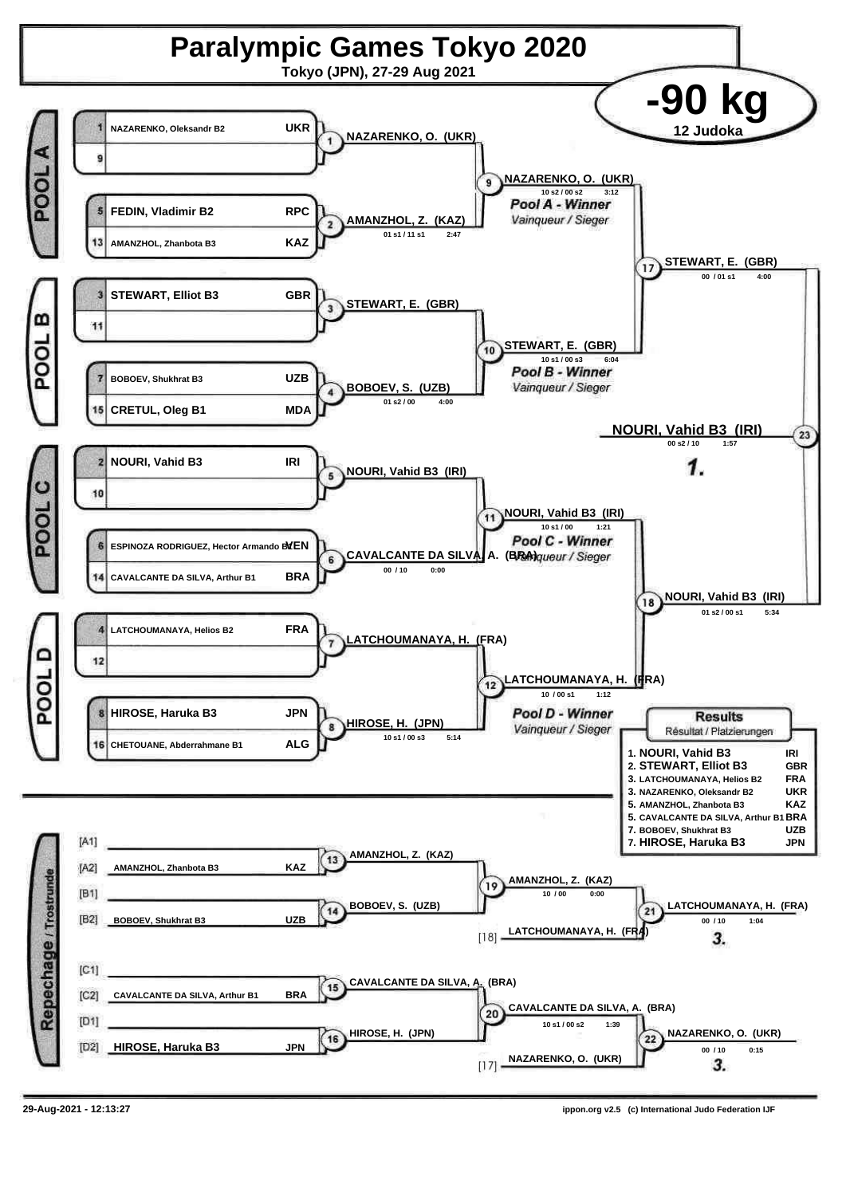# Paralympic Games Tokyo 2020

**Tokyo (JPN), 27-29 Aug 2021**

## -90 kg

**12 Judoka**

### POOL A

| Seed | Name | Country |
|---|---|---|
| 1 | NAZARENKO, Oleksandr B2 | UKR |
| 9 | | |
| 5 | FEDIN, Vladimir B2 | RPC |
| 13 | AMANZHOL, Zhanbota B3 | KAZ |

- Contest 1: NAZARENKO, O. (UKR)
- Contest 2: AMANZHOL, Z. (KAZ) — 01 s1 / 11 s1 — 2:47
- Contest 9: NAZARENKO, O. (UKR) — 10 s2 / 00 s2 — 3:12

*Pool A - Winner*
*Vainqueur / Sieger*

### POOL B

| Seed | Name | Country |
|---|---|---|
| 3 | STEWART, Elliot B3 | GBR |
| 11 | | |
| 7 | BOBOEV, Shukhrat B3 | UZB |
| 15 | CRETUL, Oleg B1 | MDA |

- Contest 3: STEWART, E. (GBR)
- Contest 4: BOBOEV, S. (UZB) — 01 s2 / 00 — 4:00
- Contest 10: STEWART, E. (GBR) — 10 s1 / 00 s3 — 6:04

*Pool B - Winner*
*Vainqueur / Sieger*

- Contest 17: STEWART, E. (GBR) — 00 / 01 s1 — 4:00

### POOL C

| Seed | Name | Country |
|---|---|---|
| 2 | NOURI, Vahid B3 | IRI |
| 10 | | |
| 6 | ESPINOZA RODRIGUEZ, Hector Armando B1 | VEN |
| 14 | CAVALCANTE DA SILVA, Arthur B1 | BRA |

- Contest 5: NOURI, Vahid B3 (IRI)
- Contest 6: CAVALCANTE DA SILVA, A. (BRA) — 00 / 10 — 0:00
- Contest 11: NOURI, Vahid B3 (IRI) — 10 s1 / 00 — 1:21

*Pool C - Winner*
*Vainqueur / Sieger*

### POOL D

| Seed | Name | Country |
|---|---|---|
| 4 | LATCHOUMANAYA, Helios B2 | FRA |
| 12 | | |
| 8 | HIROSE, Haruka B3 | JPN |
| 16 | CHETOUANE, Abderrahmane B1 | ALG |

- Contest 7: LATCHOUMANAYA, H. (FRA)
- Contest 8: HIROSE, H. (JPN) — 10 s1 / 00 s3 — 5:14
- Contest 12: LATCHOUMANAYA, H. (FRA) — 10 / 00 s1 — 1:12

*Pool D - Winner*
*Vainqueur / Sieger*

- Contest 18: NOURI, Vahid B3 (IRI) — 01 s2 / 00 s1 — 5:34

### Final

- Contest 23: **NOURI, Vahid B3 (IRI)** — 00 s2 / 10 — 1:57 — **1.**

### Repechage / Trostrunde

| Slot | Name | Country |
|---|---|---|
| [A1] | | |
| [A2] | AMANZHOL, Zhanbota B3 | KAZ |
| [B1] | | |
| [B2] | BOBOEV, Shukhrat B3 | UZB |
| [C1] | | |
| [C2] | CAVALCANTE DA SILVA, Arthur B1 | BRA |
| [D1] | | |
| [D2] | HIROSE, Haruka B3 | JPN |

- Contest 13: AMANZHOL, Z. (KAZ)
- Contest 14: BOBOEV, S. (UZB)
- Contest 19: AMANZHOL, Z. (KAZ) — 10 / 00 — 0:00
- [18] LATCHOUMANAYA, H. (FRA)
- Contest 21: LATCHOUMANAYA, H. (FRA) — 00 / 10 — 1:04 — **3.**
- Contest 15: CAVALCANTE DA SILVA, A. (BRA)
- Contest 16: HIROSE, H. (JPN)
- Contest 20: CAVALCANTE DA SILVA, A. (BRA) — 10 s1 / 00 s2 — 1:39
- [17] NAZARENKO, O. (UKR)
- Contest 22: NAZARENKO, O. (UKR) — 00 / 10 — 0:15 — **3.**

### Results

Résultat / Platzierungen

| Rank | Name | Country |
|---|---|---|
| 1. | NOURI, Vahid B3 | IRI |
| 2. | STEWART, Elliot B3 | GBR |
| 3. | LATCHOUMANAYA, Helios B2 | FRA |
| 3. | NAZARENKO, Oleksandr B2 | UKR |
| 5. | AMANZHOL, Zhanbota B3 | KAZ |
| 5. | CAVALCANTE DA SILVA, Arthur B1 | BRA |
| 7. | BOBOEV, Shukhrat B3 | UZB |
| 7. | HIROSE, Haruka B3 | JPN |

29-Aug-2021 - 12:13:27

ippon.org v2.5 (c) International Judo Federation IJF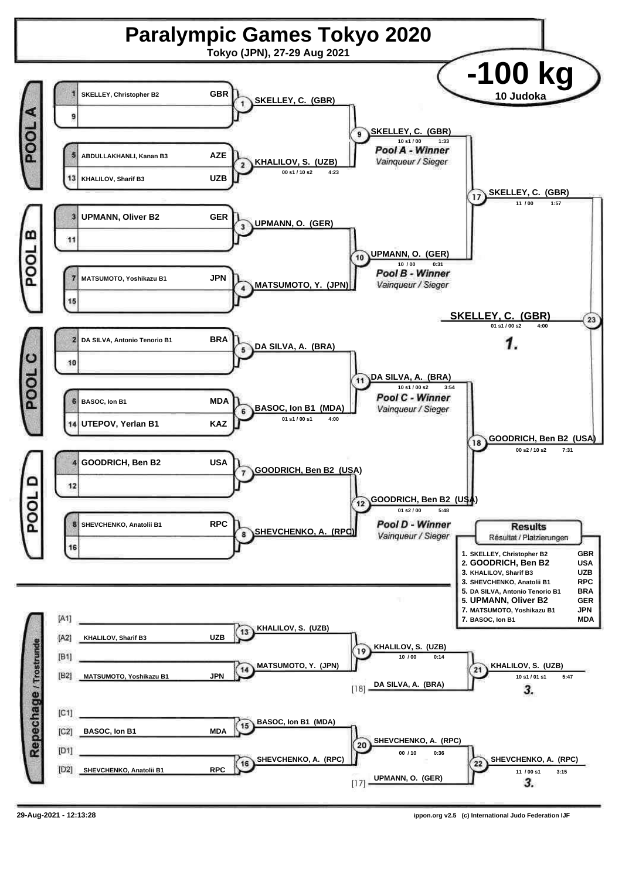# Paralympic Games Tokyo 2020

**Tokyo (JPN), 27-29 Aug 2021**

## -100 kg

**10 Judoka**

### POOL A

| Seed | Name | Country |
|---|---|---|
| 1 | SKELLEY, Christopher B2 | GBR |
| 9 | | |
| 5 | ABDULLAKHANLI, Kanan B3 | AZE |
| 13 | KHALILOV, Sharif B3 | UZB |

- Match 1: SKELLEY, C. (GBR)
- Match 2: KHALILOV, S. (UZB) — 00 s1 / 10 s2 — 4:23
- Match 9: SKELLEY, C. (GBR) — 10 s1 / 00 — 1:33

*Pool A - Winner*
*Vainqueur / Sieger*

### POOL B

| Seed | Name | Country |
|---|---|---|
| 3 | UPMANN, Oliver B2 | GER |
| 11 | | |
| 7 | MATSUMOTO, Yoshikazu B1 | JPN |
| 15 | | |

- Match 3: UPMANN, O. (GER)
- Match 4: MATSUMOTO, Y. (JPN)
- Match 10: UPMANN, O. (GER) — 10 / 00 — 0:31

*Pool B - Winner*
*Vainqueur / Sieger*

### POOL C

| Seed | Name | Country |
|---|---|---|
| 2 | DA SILVA, Antonio Tenorio B1 | BRA |
| 10 | | |
| 6 | BASOC, Ion B1 | MDA |
| 14 | UTEPOV, Yerlan B1 | KAZ |

- Match 5: DA SILVA, A. (BRA)
- Match 6: BASOC, Ion B1 (MDA) — 01 s1 / 00 s1 — 4:00
- Match 11: DA SILVA, A. (BRA) — 10 s1 / 00 s2 — 3:54

*Pool C - Winner*
*Vainqueur / Sieger*

### POOL D

| Seed | Name | Country |
|---|---|---|
| 4 | GOODRICH, Ben B2 | USA |
| 12 | | |
| 8 | SHEVCHENKO, Anatolii B1 | RPC |
| 16 | | |

- Match 7: GOODRICH, Ben B2 (USA)
- Match 8: SHEVCHENKO, A. (RPC)
- Match 12: GOODRICH, Ben B2 (USA) — 01 s2 / 00 — 5:48

*Pool D - Winner*
*Vainqueur / Sieger*

### Semi-finals and Final

- Match 17: SKELLEY, C. (GBR) — 11 / 00 — 1:57
- Match 18: GOODRICH, Ben B2 (USA) — 00 s2 / 10 s2 — 7:31
- Match 23: SKELLEY, C. (GBR) — 01 s1 / 00 s2 — 4:00 — **1.**

### Repechage / Trostrunde

| Slot | Name | Country |
|---|---|---|
| [A1] | | |
| [A2] | KHALILOV, Sharif B3 | UZB |
| [B1] | | |
| [B2] | MATSUMOTO, Yoshikazu B1 | JPN |
| [C1] | | |
| [C2] | BASOC, Ion B1 | MDA |
| [D1] | | |
| [D2] | SHEVCHENKO, Anatolii B1 | RPC |

- Match 13: KHALILOV, S. (UZB)
- Match 14: MATSUMOTO, Y. (JPN)
- Match 19: KHALILOV, S. (UZB) — 10 / 00 — 0:14
- [18] DA SILVA, A. (BRA)
- Match 21: KHALILOV, S. (UZB) — 10 s1 / 01 s1 — 5:47 — **3.**
- Match 15: BASOC, Ion B1 (MDA)
- Match 16: SHEVCHENKO, A. (RPC)
- Match 20: SHEVCHENKO, A. (RPC) — 00 / 10 — 0:36
- [17] UPMANN, O. (GER)
- Match 22: SHEVCHENKO, A. (RPC) — 11 / 00 s1 — 3:15 — **3.**

### Results
*Résultat / Platzierungen*

| Place | Name | Country |
|---|---|---|
| 1. | SKELLEY, Christopher B2 | GBR |
| 2. | GOODRICH, Ben B2 | USA |
| 3. | KHALILOV, Sharif B3 | UZB |
| 3. | SHEVCHENKO, Anatolii B1 | RPC |
| 5. | DA SILVA, Antonio Tenorio B1 | BRA |
| 5. | UPMANN, Oliver B2 | GER |
| 7. | MATSUMOTO, Yoshikazu B1 | JPN |
| 7. | BASOC, Ion B1 | MDA |

29-Aug-2021 - 12:13:28

ippon.org v2.5 (c) International Judo Federation IJF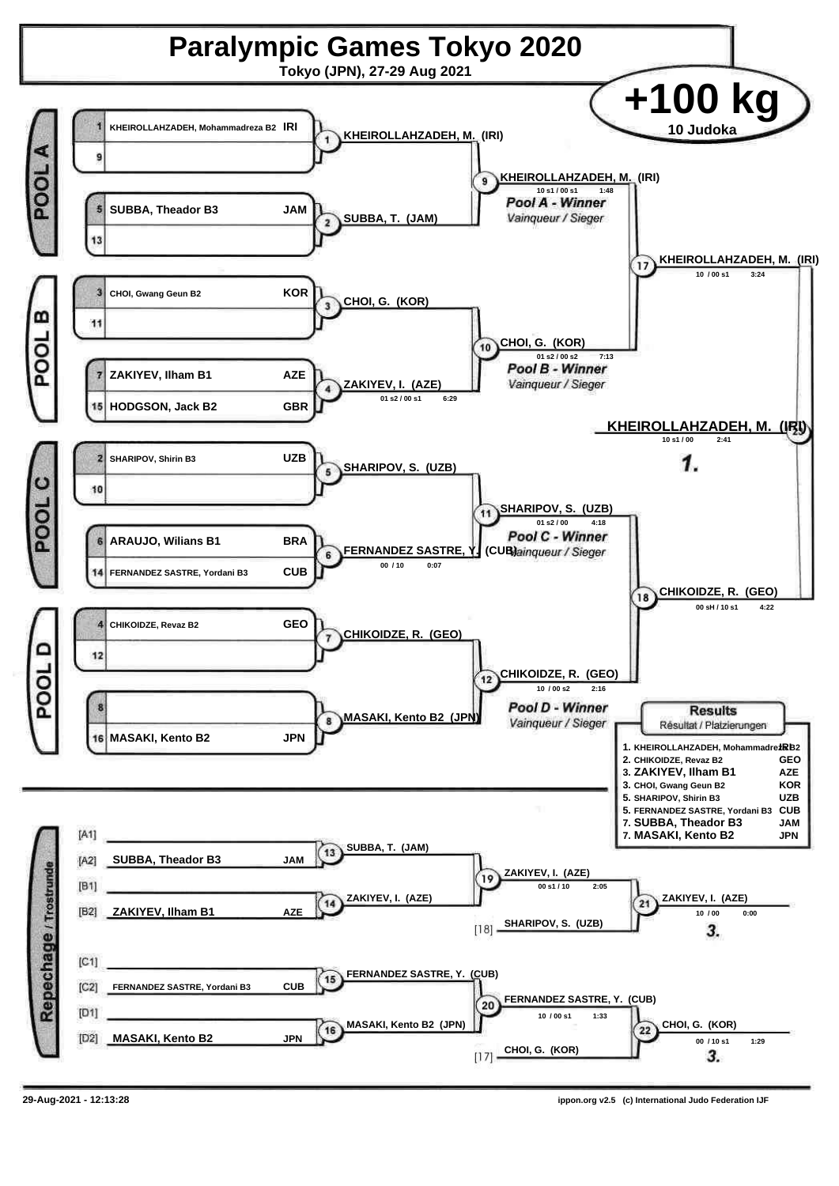# Paralympic Games Tokyo 2020

**Tokyo (JPN), 27-29 Aug 2021**

## +100 kg

10 Judoka

### POOL A

| Seed | Name | Country |
|---|---|---|
| 1 | KHEIROLLAHZADEH, Mohammadreza B2 | IRI |
| 9 | | |
| 5 | SUBBA, Theador B3 | JAM |
| 13 | | |

- 1: KHEIROLLAHZADEH, M. (IRI)
- 2: SUBBA, T. (JAM)
- 9: KHEIROLLAHZADEH, M. (IRI) — 10 s1 / 00 s1 1:48

*Pool A - Winner*
*Vainqueur / Sieger*

### POOL B

| Seed | Name | Country |
|---|---|---|
| 3 | CHOI, Gwang Geun B2 | KOR |
| 11 | | |
| 7 | ZAKIYEV, Ilham B1 | AZE |
| 15 | HODGSON, Jack B2 | GBR |

- 3: CHOI, G. (KOR)
- 4: ZAKIYEV, I. (AZE) — 01 s2 / 00 s1 6:29
- 10: CHOI, G. (KOR) — 01 s2 / 00 s2 7:13

*Pool B - Winner*
*Vainqueur / Sieger*

- 17: KHEIROLLAHZADEH, M. (IRI) — 10 / 00 s1 3:24

### POOL C

| Seed | Name | Country |
|---|---|---|
| 2 | SHARIPOV, Shirin B3 | UZB |
| 10 | | |
| 6 | ARAUJO, Wilians B1 | BRA |
| 14 | FERNANDEZ SASTRE, Yordani B3 | CUB |

- 5: SHARIPOV, S. (UZB)
- 6: FERNANDEZ SASTRE, Y. (CUB) — 00 / 10 0:07
- 11: SHARIPOV, S. (UZB) — 01 s2 / 00 4:18

*Pool C - Winner*
*Vainqueur / Sieger*

### POOL D

| Seed | Name | Country |
|---|---|---|
| 4 | CHIKOIDZE, Revaz B2 | GEO |
| 12 | | |
| 8 | | |
| 16 | MASAKI, Kento B2 | JPN |

- 7: CHIKOIDZE, R. (GEO)
- 8: MASAKI, Kento B2 (JPN)
- 12: CHIKOIDZE, R. (GEO) — 10 / 00 s2 2:16

*Pool D - Winner*
*Vainqueur / Sieger*

- 18: CHIKOIDZE, R. (GEO) — 00 sH / 10 s1 4:22

### Final

- 23: KHEIROLLAHZADEH, M. (IRI) — 10 s1 / 00 2:41

**1.**

### Repechage / Trostrunde

| Position | Name | Country |
|---|---|---|
| [A1] | | |
| [A2] | SUBBA, Theador B3 | JAM |
| [B1] | | |
| [B2] | ZAKIYEV, Ilham B1 | AZE |
| [C1] | | |
| [C2] | FERNANDEZ SASTRE, Yordani B3 | CUB |
| [D1] | | |
| [D2] | MASAKI, Kento B2 | JPN |

- 13: SUBBA, T. (JAM)
- 14: ZAKIYEV, I. (AZE)
- 19: ZAKIYEV, I. (AZE) — 00 s1 / 10 2:05
- [18] SHARIPOV, S. (UZB)
- 21: ZAKIYEV, I. (AZE) — 10 / 00 0:00 — **3.**
- 15: FERNANDEZ SASTRE, Y. (CUB)
- 16: MASAKI, Kento B2 (JPN)
- 20: FERNANDEZ SASTRE, Y. (CUB) — 10 / 00 s1 1:33
- [17] CHOI, G. (KOR)
- 22: CHOI, G. (KOR) — 00 / 10 s1 1:29 — **3.**

### Results

Résultat / Platzierungen

| Place | Name | Country |
|---|---|---|
| 1. | KHEIROLLAHZADEH, Mohammadreza B2 | IRI |
| 2. | CHIKOIDZE, Revaz B2 | GEO |
| 3. | ZAKIYEV, Ilham B1 | AZE |
| 3. | CHOI, Gwang Geun B2 | KOR |
| 5. | SHARIPOV, Shirin B3 | UZB |
| 5. | FERNANDEZ SASTRE, Yordani B3 | CUB |
| 7. | SUBBA, Theador B3 | JAM |
| 7. | MASAKI, Kento B2 | JPN |

29-Aug-2021 - 12:13:28

ippon.org v2.5 (c) International Judo Federation IJF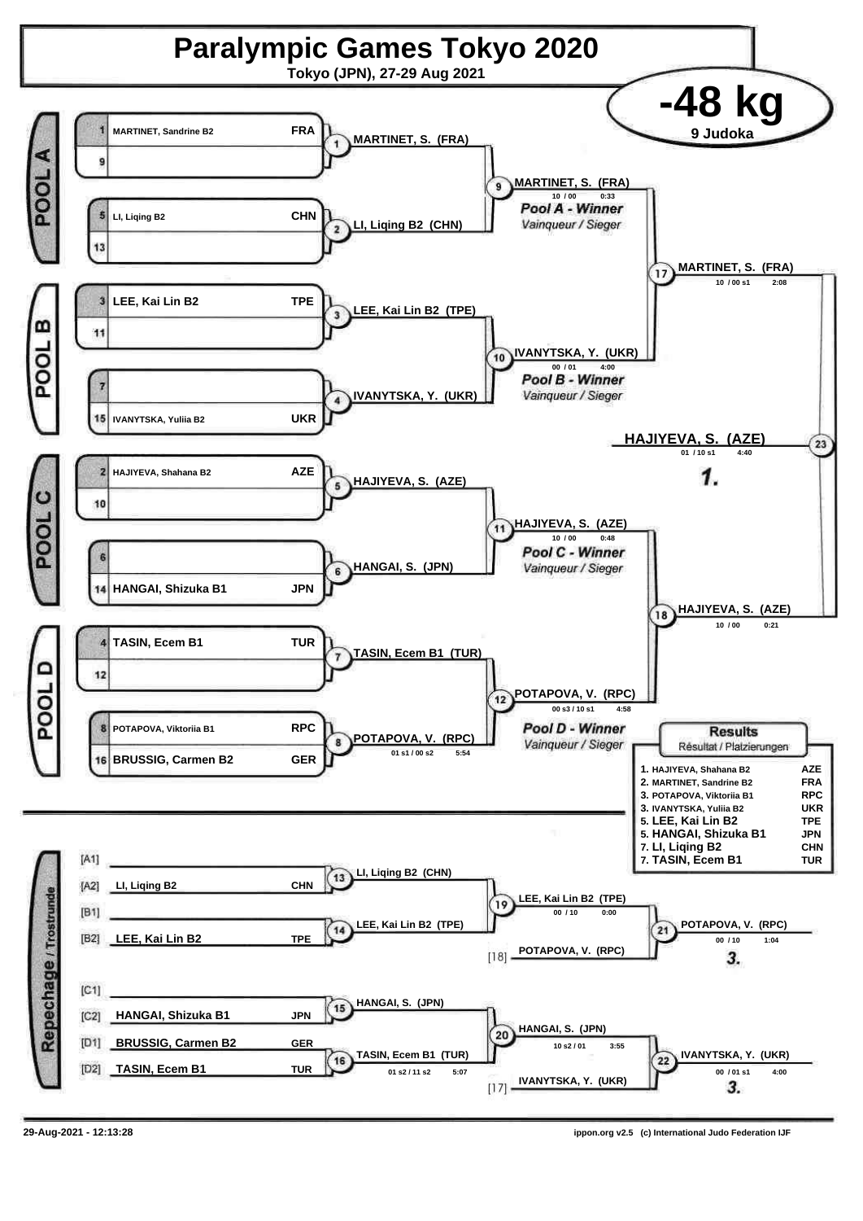# Paralympic Games Tokyo 2020

**Tokyo (JPN), 27-29 Aug 2021**

## -48 kg

**9 Judoka**

### POOL A

1 MARTINET, Sandrine B2 FRA
9
5 LI, Liqing B2 CHN
13

1 MARTINET, S. (FRA)
2 LI, Liqing B2 (CHN)

9 MARTINET, S. (FRA) 10 / 00 0:33
*Pool A - Winner*
*Vainqueur / Sieger*

### POOL B

3 LEE, Kai Lin B2 TPE
11
7
15 IVANYTSKA, Yuliia B2 UKR

3 LEE, Kai Lin B2 (TPE)
4 IVANYTSKA, Y. (UKR)

10 IVANYTSKA, Y. (UKR) 00 / 01 4:00
*Pool B - Winner*
*Vainqueur / Sieger*

17 MARTINET, S. (FRA) 10 / 00 s1 2:08

23 HAJIYEVA, S. (AZE) 01 / 10 s1 4:40

*1.*

### POOL C

2 HAJIYEVA, Shahana B2 AZE
10
6
14 HANGAI, Shizuka B1 JPN

5 HAJIYEVA, S. (AZE)
6 HANGAI, S. (JPN)

11 HAJIYEVA, S. (AZE) 10 / 00 0:48
*Pool C - Winner*
*Vainqueur / Sieger*

18 HAJIYEVA, S. (AZE) 10 / 00 0:21

### POOL D

4 TASIN, Ecem B1 TUR
12
8 POTAPOVA, Viktoriia B1 RPC
16 BRUSSIG, Carmen B2 GER

7 TASIN, Ecem B1 (TUR)
8 POTAPOVA, V. (RPC) 01 s1 / 00 s2 5:54

12 POTAPOVA, V. (RPC) 00 s3 / 10 s1 4:58
*Pool D - Winner*
*Vainqueur / Sieger*

### Results

Résultat / Platzierungen

| | | |
|---|---|---|
| 1. | HAJIYEVA, Shahana B2 | AZE |
| 2. | MARTINET, Sandrine B2 | FRA |
| 3. | POTAPOVA, Viktoriia B1 | RPC |
| 3. | IVANYTSKA, Yuliia B2 | UKR |
| 5. | LEE, Kai Lin B2 | TPE |
| 5. | HANGAI, Shizuka B1 | JPN |
| 7. | LI, Liqing B2 | CHN |
| 7. | TASIN, Ecem B1 | TUR |

### Repechage / Trostrunde

[A1]
[A2] LI, Liqing B2 CHN
[B1]
[B2] LEE, Kai Lin B2 TPE

13 LI, Liqing B2 (CHN)
14 LEE, Kai Lin B2 (TPE)

19 LEE, Kai Lin B2 (TPE) 00 / 10 0:00

[18] POTAPOVA, V. (RPC)

21 POTAPOVA, V. (RPC) 00 / 10 1:04

*3.*

[C1]
[C2] HANGAI, Shizuka B1 JPN
[D1] BRUSSIG, Carmen B2 GER
[D2] TASIN, Ecem B1 TUR

15 HANGAI, S. (JPN)
16 TASIN, Ecem B1 (TUR) 01 s2 / 11 s2 5:07

20 HANGAI, S. (JPN) 10 s2 / 01 3:55

[17] IVANYTSKA, Y. (UKR)

22 IVANYTSKA, Y. (UKR) 00 / 01 s1 4:00

*3.*

29-Aug-2021 - 12:13:28

ippon.org v2.5 (c) International Judo Federation IJF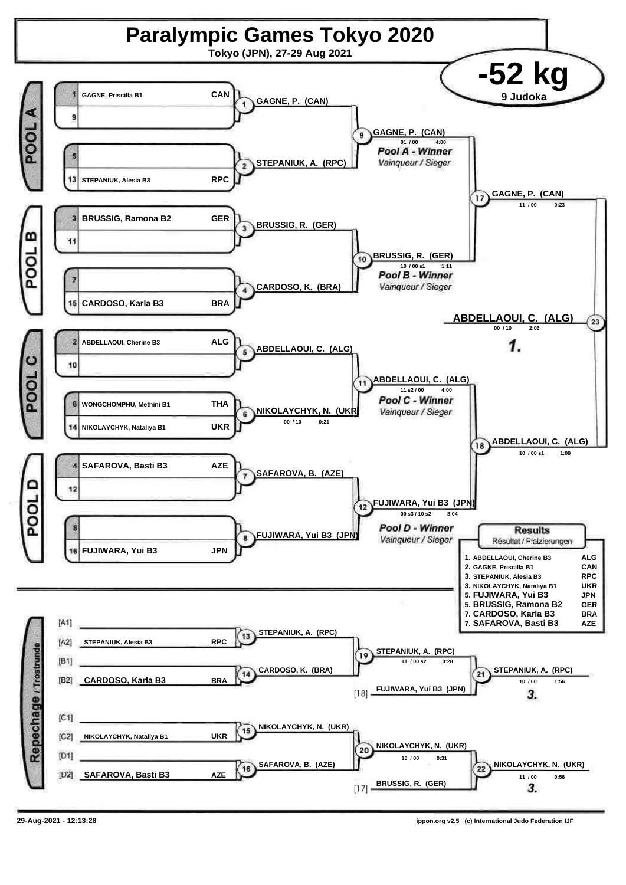# Paralympic Games Tokyo 2020

**Tokyo (JPN), 27-29 Aug 2021**

## -52 kg

**9 Judoka**

### POOL A

| Seed | Name | Country |
|---|---|---|
| 1 | GAGNE, Priscilla B1 | CAN |
| 9 | | |
| 5 | | |
| 13 | STEPANIUK, Alesia B3 | RPC |

- 1: GAGNE, P. (CAN)
- 2: STEPANIUK, A. (RPC)
- 9: GAGNE, P. (CAN) — 01 / 00 — 4:00

*Pool A - Winner*
*Vainqueur / Sieger*

### POOL B

| Seed | Name | Country |
|---|---|---|
| 3 | BRUSSIG, Ramona B2 | GER |
| 11 | | |
| 7 | | |
| 15 | CARDOSO, Karla B3 | BRA |

- 3: BRUSSIG, R. (GER)
- 4: CARDOSO, K. (BRA)
- 10: BRUSSIG, R. (GER) — 10 / 00 s1 — 1:11

*Pool B - Winner*
*Vainqueur / Sieger*

- 17: GAGNE, P. (CAN) — 11 / 00 — 0:23

### POOL C

| Seed | Name | Country |
|---|---|---|
| 2 | ABDELLAOUI, Cherine B3 | ALG |
| 10 | | |
| 6 | WONGCHOMPHU, Methini B1 | THA |
| 14 | NIKOLAYCHYK, Nataliya B1 | UKR |

- 5: ABDELLAOUI, C. (ALG)
- 6: NIKOLAYCHYK, N. (UKR) — 00 / 10 — 0:21
- 11: ABDELLAOUI, C. (ALG) — 11 s2 / 00 — 4:00

*Pool C - Winner*
*Vainqueur / Sieger*

### POOL D

| Seed | Name | Country |
|---|---|---|
| 4 | SAFAROVA, Basti B3 | AZE |
| 12 | | |
| 8 | | |
| 16 | FUJIWARA, Yui B3 | JPN |

- 7: SAFAROVA, B. (AZE)
- 8: FUJIWARA, Yui B3 (JPN)
- 12: FUJIWARA, Yui B3 (JPN) — 00 s3 / 10 s2 — 8:04

*Pool D - Winner*
*Vainqueur / Sieger*

- 18: ABDELLAOUI, C. (ALG) — 10 / 00 s1 — 1:09

### Final

- 23: ABDELLAOUI, C. (ALG) — 00 / 10 — 2:06 — **1.**

### Repechage / Trostrunde

- [A1]
- [A2] STEPANIUK, Alesia B3 — RPC
- [B1]
- [B2] CARDOSO, Karla B3 — BRA
- 13: STEPANIUK, A. (RPC)
- 14: CARDOSO, K. (BRA)
- 19: STEPANIUK, A. (RPC) — 11 / 00 s2 — 3:28
- [18] FUJIWARA, Yui B3 (JPN)
- 21: STEPANIUK, A. (RPC) — 10 / 00 — 1:56 — **3.**

- [C1]
- [C2] NIKOLAYCHYK, Nataliya B1 — UKR
- [D1]
- [D2] SAFAROVA, Basti B3 — AZE
- 15: NIKOLAYCHYK, N. (UKR)
- 16: SAFAROVA, B. (AZE)
- 20: NIKOLAYCHYK, N. (UKR) — 10 / 00 — 0:31
- [17] BRUSSIG, R. (GER)
- 22: NIKOLAYCHYK, N. (UKR) — 11 / 00 — 0:56 — **3.**

### Results
Résultat / Platzierungen

| Place | Name | Country |
|---|---|---|
| 1. | ABDELLAOUI, Cherine B3 | ALG |
| 2. | GAGNE, Priscilla B1 | CAN |
| 3. | STEPANIUK, Alesia B3 | RPC |
| 3. | NIKOLAYCHYK, Nataliya B1 | UKR |
| 5. | FUJIWARA, Yui B3 | JPN |
| 5. | BRUSSIG, Ramona B2 | GER |
| 7. | CARDOSO, Karla B3 | BRA |
| 7. | SAFAROVA, Basti B3 | AZE |

29-Aug-2021 - 12:13:28

ippon.org v2.5 (c) International Judo Federation IJF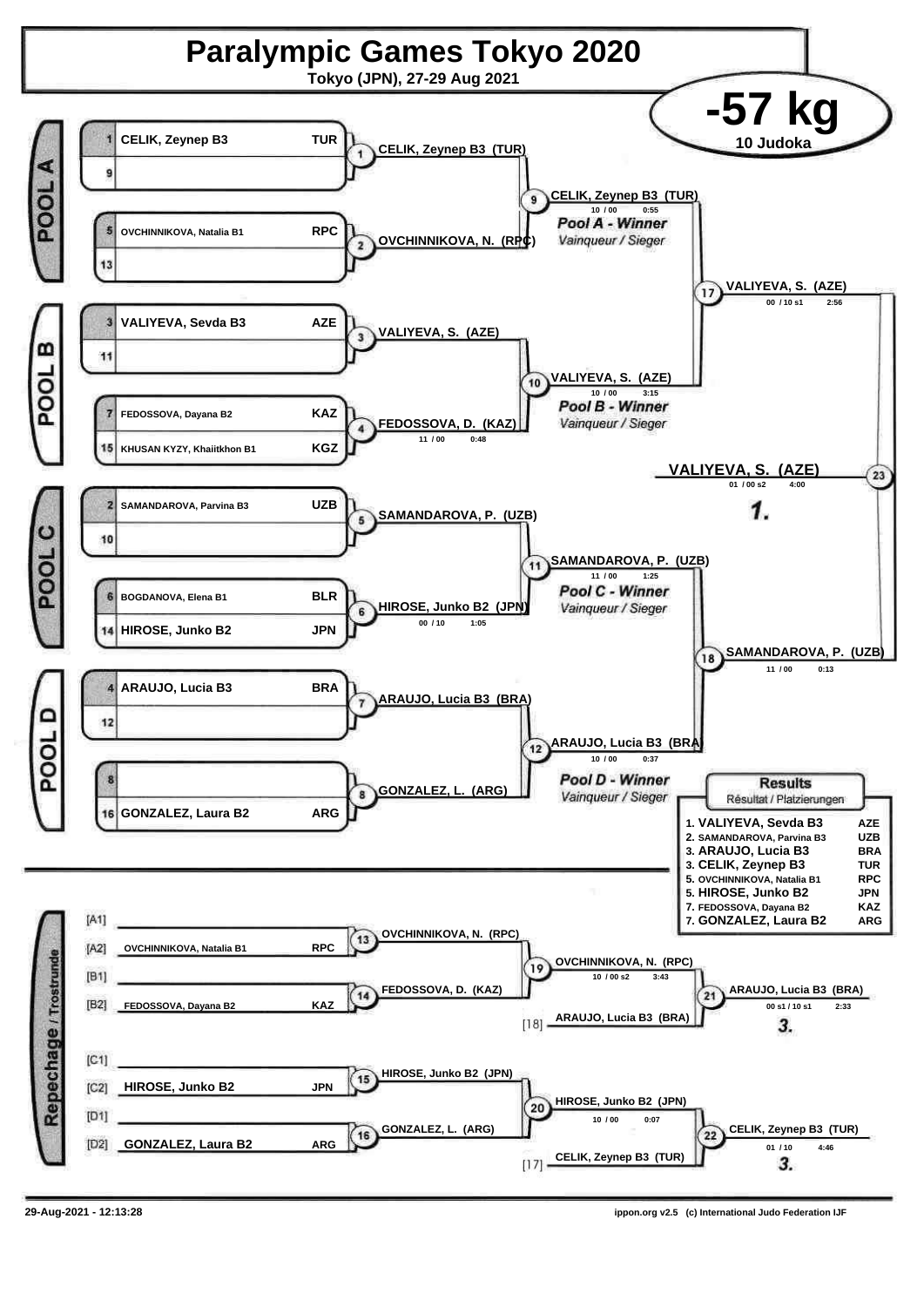# Paralympic Games Tokyo 2020

**Tokyo (JPN), 27-29 Aug 2021**

# -57 kg

**10 Judoka**

## POOL A

| Seed | Name | Country |
|---|---|---|
| 1 | CELIK, Zeynep B3 | TUR |
| 9 | | |
| 5 | OVCHINNIKOVA, Natalia B1 | RPC |
| 13 | | |

- 1: CELIK, Zeynep B3 (TUR)
- 2: OVCHINNIKOVA, N. (RPC)
- 9: CELIK, Zeynep B3 (TUR) — 10 / 00 — 0:55

*Pool A - Winner*
*Vainqueur / Sieger*

## POOL B

| Seed | Name | Country |
|---|---|---|
| 3 | VALIYEVA, Sevda B3 | AZE |
| 11 | | |
| 7 | FEDOSSOVA, Dayana B2 | KAZ |
| 15 | KHUSAN KYZY, Khaiitkhon B1 | KGZ |

- 3: VALIYEVA, S. (AZE)
- 4: FEDOSSOVA, D. (KAZ) — 11 / 00 — 0:48
- 10: VALIYEVA, S. (AZE) — 10 / 00 — 3:15

*Pool B - Winner*
*Vainqueur / Sieger*

- 17: VALIYEVA, S. (AZE) — 00 / 10 s1 — 2:56

## POOL C

| Seed | Name | Country |
|---|---|---|
| 2 | SAMANDAROVA, Parvina B3 | UZB |
| 10 | | |
| 6 | BOGDANOVA, Elena B1 | BLR |
| 14 | HIROSE, Junko B2 | JPN |

- 5: SAMANDAROVA, P. (UZB)
- 6: HIROSE, Junko B2 (JPN) — 00 / 10 — 1:05
- 11: SAMANDAROVA, P. (UZB) — 11 / 00 — 1:25

*Pool C - Winner*
*Vainqueur / Sieger*

## POOL D

| Seed | Name | Country |
|---|---|---|
| 4 | ARAUJO, Lucia B3 | BRA |
| 12 | | |
| 8 | | |
| 16 | GONZALEZ, Laura B2 | ARG |

- 7: ARAUJO, Lucia B3 (BRA)
- 8: GONZALEZ, L. (ARG)
- 12: ARAUJO, Lucia B3 (BRA) — 10 / 00 — 0:37

*Pool D - Winner*
*Vainqueur / Sieger*

- 18: SAMANDAROVA, P. (UZB) — 11 / 00 — 0:13

## Final

- 23: **VALIYEVA, S. (AZE)** — 01 / 00 s2 — 4:00

*1.*

## Results
Résultat / Platzierungen

| Place | Name | Country |
|---|---|---|
| 1. | VALIYEVA, Sevda B3 | AZE |
| 2. | SAMANDAROVA, Parvina B3 | UZB |
| 3. | ARAUJO, Lucia B3 | BRA |
| 3. | CELIK, Zeynep B3 | TUR |
| 5. | OVCHINNIKOVA, Natalia B1 | RPC |
| 5. | HIROSE, Junko B2 | JPN |
| 7. | FEDOSSOVA, Dayana B2 | KAZ |
| 7. | GONZALEZ, Laura B2 | ARG |

## Repechage / Trostrunde

| Slot | Name | Country |
|---|---|---|
| [A1] | | |
| [A2] | OVCHINNIKOVA, Natalia B1 | RPC |
| [B1] | | |
| [B2] | FEDOSSOVA, Dayana B2 | KAZ |
| [C1] | | |
| [C2] | HIROSE, Junko B2 | JPN |
| [D1] | | |
| [D2] | GONZALEZ, Laura B2 | ARG |

- 13: OVCHINNIKOVA, N. (RPC)
- 14: FEDOSSOVA, D. (KAZ)
- 19: OVCHINNIKOVA, N. (RPC) — 10 / 00 s2 — 3:43
- [18] ARAUJO, Lucia B3 (BRA)
- 21: ARAUJO, Lucia B3 (BRA) — 00 s1 / 10 s1 — 2:33 — *3.*
- 15: HIROSE, Junko B2 (JPN)
- 16: GONZALEZ, L. (ARG)
- 20: HIROSE, Junko B2 (JPN) — 10 / 00 — 0:07
- [17] CELIK, Zeynep B3 (TUR)
- 22: CELIK, Zeynep B3 (TUR) — 01 / 10 — 4:46 — *3.*

29-Aug-2021 - 12:13:28

ippon.org v2.5 (c) International Judo Federation IJF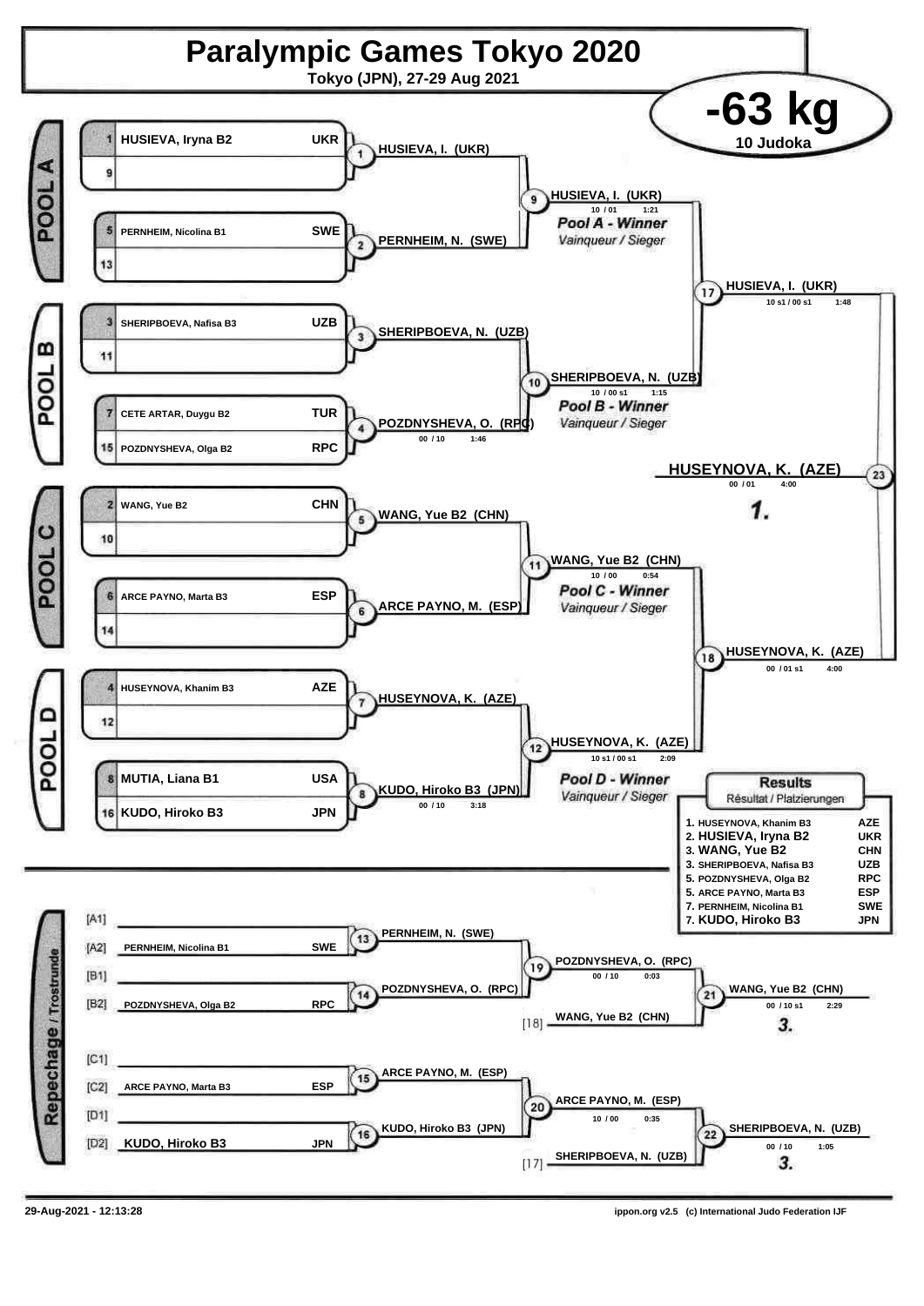# Paralympic Games Tokyo 2020

**Tokyo (JPN), 27-29 Aug 2021**

## -63 kg

**10 Judoka**

### POOL A

| Seed | Name | Country |
|---|---|---|
| 1 | HUSIEVA, Iryna B2 | UKR |
| 9 | | |
| 5 | PERNHEIM, Nicolina B1 | SWE |
| 13 | | |

- (1) HUSIEVA, I. (UKR)
- (2) PERNHEIM, N. (SWE)
- (9) HUSIEVA, I. (UKR) — 10 / 01 — 1:21

*Pool A - Winner*
*Vainqueur / Sieger*

### POOL B

| Seed | Name | Country |
|---|---|---|
| 3 | SHERIPBOEVA, Nafisa B3 | UZB |
| 11 | | |
| 7 | CETE ARTAR, Duygu B2 | TUR |
| 15 | POZDNYSHEVA, Olga B2 | RPC |

- (3) SHERIPBOEVA, N. (UZB)
- (4) POZDNYSHEVA, O. (RPC) — 00 / 10 — 1:46
- (10) SHERIPBOEVA, N. (UZB) — 10 / 00 s1 — 1:15

*Pool B - Winner*
*Vainqueur / Sieger*

### POOL C

| Seed | Name | Country |
|---|---|---|
| 2 | WANG, Yue B2 | CHN |
| 10 | | |
| 6 | ARCE PAYNO, Marta B3 | ESP |
| 14 | | |

- (5) WANG, Yue B2 (CHN)
- (6) ARCE PAYNO, M. (ESP)
- (11) WANG, Yue B2 (CHN) — 10 / 00 — 0:54

*Pool C - Winner*
*Vainqueur / Sieger*

### POOL D

| Seed | Name | Country |
|---|---|---|
| 4 | HUSEYNOVA, Khanim B3 | AZE |
| 12 | | |
| 8 | MUTIA, Liana B1 | USA |
| 16 | KUDO, Hiroko B3 | JPN |

- (7) HUSEYNOVA, K. (AZE)
- (8) KUDO, Hiroko B3 (JPN) — 00 / 10 — 3:18
- (12) HUSEYNOVA, K. (AZE) — 10 s1 / 00 s1 — 2:09

*Pool D - Winner*
*Vainqueur / Sieger*

### Semi-finals

- (17) HUSIEVA, I. (UKR) — 10 s1 / 00 s1 — 1:48
- (18) HUSEYNOVA, K. (AZE) — 00 / 01 s1 — 4:00

### Final

- (23) HUSEYNOVA, K. (AZE) — 00 / 01 — 4:00

**1.**

### Repechage / Trostrunde

| Slot | Name | Country |
|---|---|---|
| [A1] | | |
| [A2] | PERNHEIM, Nicolina B1 | SWE |
| [B1] | | |
| [B2] | POZDNYSHEVA, Olga B2 | RPC |
| [C1] | | |
| [C2] | ARCE PAYNO, Marta B3 | ESP |
| [D1] | | |
| [D2] | KUDO, Hiroko B3 | JPN |

- (13) PERNHEIM, N. (SWE)
- (14) POZDNYSHEVA, O. (RPC)
- (19) POZDNYSHEVA, O. (RPC) — 00 / 10 — 0:03
- [18] WANG, Yue B2 (CHN)
- (21) WANG, Yue B2 (CHN) — 00 / 10 s1 — 2:29 — **3.**
- (15) ARCE PAYNO, M. (ESP)
- (16) KUDO, Hiroko B3 (JPN)
- (20) ARCE PAYNO, M. (ESP) — 10 / 00 — 0:35
- [17] SHERIPBOEVA, N. (UZB)
- (22) SHERIPBOEVA, N. (UZB) — 00 / 10 — 1:05 — **3.**

### Results

Résultat / Platzierungen

| Place | Name | Country |
|---|---|---|
| 1. | HUSEYNOVA, Khanim B3 | AZE |
| 2. | HUSIEVA, Iryna B2 | UKR |
| 3. | WANG, Yue B2 | CHN |
| 3. | SHERIPBOEVA, Nafisa B3 | UZB |
| 5. | POZDNYSHEVA, Olga B2 | RPC |
| 5. | ARCE PAYNO, Marta B3 | ESP |
| 7. | PERNHEIM, Nicolina B1 | SWE |
| 7. | KUDO, Hiroko B3 | JPN |

29-Aug-2021 - 12:13:28

ippon.org v2.5 (c) International Judo Federation IJF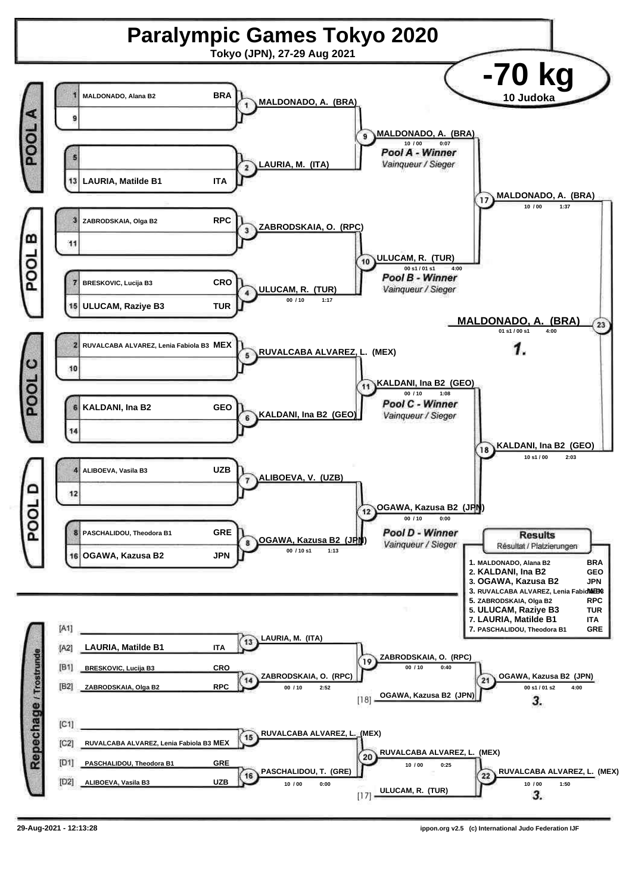# Paralympic Games Tokyo 2020

**Tokyo (JPN), 27-29 Aug 2021**

## -70 kg

**10 Judoka**

### POOL A

1 MALDONADO, Alana B2 BRA
9
5
13 LAURIA, Matilde B1 ITA

1 MALDONADO, A. (BRA)
2 LAURIA, M. (ITA)
9 MALDONADO, A. (BRA) — 10 / 00 0:07

*Pool A - Winner*
*Vainqueur / Sieger*

### POOL B

3 ZABRODSKAIA, Olga B2 RPC
11
7 BRESKOVIC, Lucija B3 CRO
15 ULUCAM, Raziye B3 TUR

3 ZABRODSKAIA, O. (RPC)
4 ULUCAM, R. (TUR) — 00 / 10 1:17
10 ULUCAM, R. (TUR) — 00 s1 / 01 s1 4:00

*Pool B - Winner*
*Vainqueur / Sieger*

17 MALDONADO, A. (BRA) — 10 / 00 1:37

23 MALDONADO, A. (BRA) — 01 s1 / 00 s1 4:00

**1.**

### POOL C

2 RUVALCABA ALVAREZ, Lenia Fabiola B3 MEX
10
6 KALDANI, Ina B2 GEO
14

5 RUVALCABA ALVAREZ, L. (MEX)
6 KALDANI, Ina B2 (GEO)
11 KALDANI, Ina B2 (GEO) — 00 / 10 1:08

*Pool C - Winner*
*Vainqueur / Sieger*

18 KALDANI, Ina B2 (GEO) — 10 s1 / 00 2:03

### POOL D

4 ALIBOEVA, Vasila B3 UZB
12
8 PASCHALIDOU, Theodora B1 GRE
16 OGAWA, Kazusa B2 JPN

7 ALIBOEVA, V. (UZB)
8 OGAWA, Kazusa B2 (JPN) — 00 / 10 s1 1:13
12 OGAWA, Kazusa B2 (JPN) — 00 / 10 0:00

*Pool D - Winner*
*Vainqueur / Sieger*

### Results

Résultat / Platzierungen

| | | |
|---|---|---|
| 1. | MALDONADO, Alana B2 | BRA |
| 2. | KALDANI, Ina B2 | GEO |
| 3. | OGAWA, Kazusa B2 | JPN |
| 3. | RUVALCABA ALVAREZ, Lenia Fabiola B3 | MEX |
| 5. | ZABRODSKAIA, Olga B2 | RPC |
| 5. | ULUCAM, Raziye B3 | TUR |
| 7. | LAURIA, Matilde B1 | ITA |
| 7. | PASCHALIDOU, Theodora B1 | GRE |

### Repechage / Trostrunde

[A1]
[A2] LAURIA, Matilde B1 ITA
[B1] BRESKOVIC, Lucija B3 CRO
[B2] ZABRODSKAIA, Olga B2 RPC

13 LAURIA, M. (ITA)
14 ZABRODSKAIA, O. (RPC) — 00 / 10 2:52
19 ZABRODSKAIA, O. (RPC) — 00 / 10 0:40
[18] OGAWA, Kazusa B2 (JPN)
21 OGAWA, Kazusa B2 (JPN) — 00 s1 / 01 s2 4:00

**3.**

[C1]
[C2] RUVALCABA ALVAREZ, Lenia Fabiola B3 MEX
[D1] PASCHALIDOU, Theodora B1 GRE
[D2] ALIBOEVA, Vasila B3 UZB

15 RUVALCABA ALVAREZ, L. (MEX)
16 PASCHALIDOU, T. (GRE) — 10 / 00 0:00
20 RUVALCABA ALVAREZ, L. (MEX) — 10 / 00 0:25
[17] ULUCAM, R. (TUR)
22 RUVALCABA ALVAREZ, L. (MEX) — 10 / 00 1:50

**3.**

29-Aug-2021 - 12:13:28

ippon.org v2.5 (c) International Judo Federation IJF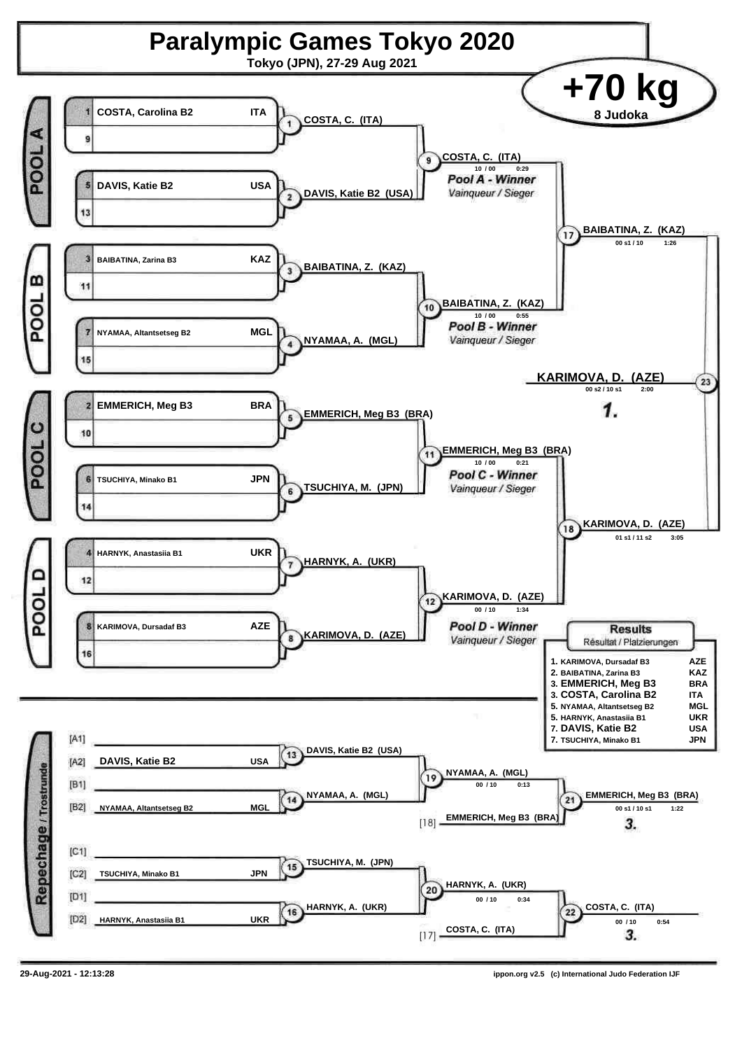# Paralympic Games Tokyo 2020

**Tokyo (JPN), 27-29 Aug 2021**

# +70 kg

**8 Judoka**

## POOL A

1 COSTA, Carolina B2 — ITA
9
5 DAVIS, Katie B2 — USA
13

- Contest 1: COSTA, C. (ITA)
- Contest 2: DAVIS, Katie B2 (USA)
- Contest 9: COSTA, C. (ITA) — 10 / 00 — 0:29

*Pool A - Winner*
*Vainqueur / Sieger*

## POOL B

3 BAIBATINA, Zarina B3 — KAZ
11
7 NYAMAA, Altantsetseg B2 — MGL
15

- Contest 3: BAIBATINA, Z. (KAZ)
- Contest 4: NYAMAA, A. (MGL)
- Contest 10: BAIBATINA, Z. (KAZ) — 10 / 00 — 0:55

*Pool B - Winner*
*Vainqueur / Sieger*

- Contest 17: BAIBATINA, Z. (KAZ) — 00 s1 / 10 — 1:26

## POOL C

2 EMMERICH, Meg B3 — BRA
10
6 TSUCHIYA, Minako B1 — JPN
14

- Contest 5: EMMERICH, Meg B3 (BRA)
- Contest 6: TSUCHIYA, M. (JPN)
- Contest 11: EMMERICH, Meg B3 (BRA) — 10 / 00 — 0:21

*Pool C - Winner*
*Vainqueur / Sieger*

## POOL D

4 HARNYK, Anastasiia B1 — UKR
12
8 KARIMOVA, Dursadaf B3 — AZE
16

- Contest 7: HARNYK, A. (UKR)
- Contest 8: KARIMOVA, D. (AZE)
- Contest 12: KARIMOVA, D. (AZE) — 00 / 10 — 1:34

*Pool D - Winner*
*Vainqueur / Sieger*

- Contest 18: KARIMOVA, D. (AZE) — 01 s1 / 11 s2 — 3:05

## Final

- Contest 23: **KARIMOVA, D. (AZE)** — 00 s2 / 10 s1 — 2:00

**1.**

## Results

Résultat / Platzierungen

| | | |
|---|---|---|
| 1. | KARIMOVA, Dursadaf B3 | AZE |
| 2. | BAIBATINA, Zarina B3 | KAZ |
| 3. | EMMERICH, Meg B3 | BRA |
| 3. | COSTA, Carolina B2 | ITA |
| 5. | NYAMAA, Altantsetseg B2 | MGL |
| 5. | HARNYK, Anastasiia B1 | UKR |
| 7. | DAVIS, Katie B2 | USA |
| 7. | TSUCHIYA, Minako B1 | JPN |

## Repechage / Trostrunde

[A1]
[A2] DAVIS, Katie B2 — USA
[B1]
[B2] NYAMAA, Altantsetseg B2 — MGL

- Contest 13: DAVIS, Katie B2 (USA)
- Contest 14: NYAMAA, A. (MGL)
- Contest 19: NYAMAA, A. (MGL) — 00 / 10 — 0:13
- [18] EMMERICH, Meg B3 (BRA)
- Contest 21: EMMERICH, Meg B3 (BRA) — 00 s1 / 10 s1 — 1:22 — **3.**

[C1]
[C2] TSUCHIYA, Minako B1 — JPN
[D1]
[D2] HARNYK, Anastasiia B1 — UKR

- Contest 15: TSUCHIYA, M. (JPN)
- Contest 16: HARNYK, A. (UKR)
- Contest 20: HARNYK, A. (UKR) — 00 / 10 — 0:34
- [17] COSTA, C. (ITA)
- Contest 22: COSTA, C. (ITA) — 00 / 10 — 0:54 — **3.**

29-Aug-2021 - 12:13:28

ippon.org v2.5 (c) International Judo Federation IJF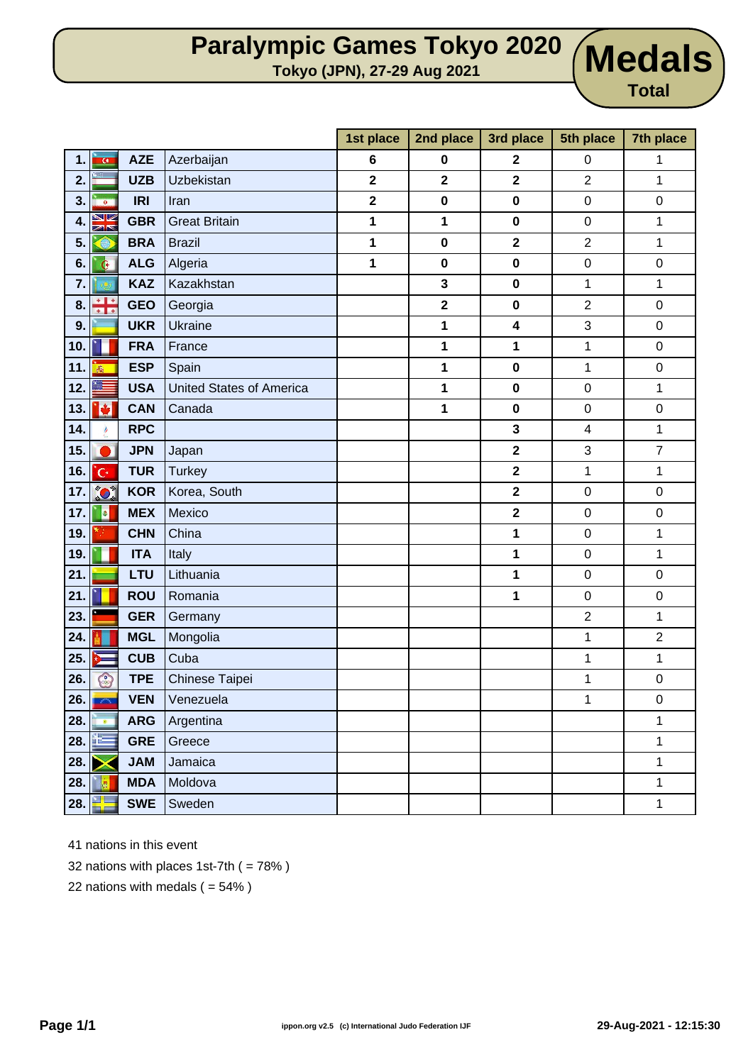# Paralympic Games Tokyo 2020

**Tokyo (JPN), 27-29 Aug 2021**

## Medals Total

| | | | 1st place | 2nd place | 3rd place | 5th place | 7th place |
|---|---|---|---|---|---|---|---|
| 1. | AZE | Azerbaijan | 6 | 0 | 2 | 0 | 1 |
| 2. | UZB | Uzbekistan | 2 | 2 | 2 | 2 | 1 |
| 3. | IRI | Iran | 2 | 0 | 0 | 0 | 0 |
| 4. | GBR | Great Britain | 1 | 1 | 0 | 0 | 1 |
| 5. | BRA | Brazil | 1 | 0 | 2 | 2 | 1 |
| 6. | ALG | Algeria | 1 | 0 | 0 | 0 | 0 |
| 7. | KAZ | Kazakhstan | | 3 | 0 | 1 | 1 |
| 8. | GEO | Georgia | | 2 | 0 | 2 | 0 |
| 9. | UKR | Ukraine | | 1 | 4 | 3 | 0 |
| 10. | FRA | France | | 1 | 1 | 1 | 0 |
| 11. | ESP | Spain | | 1 | 0 | 1 | 0 |
| 12. | USA | United States of America | | 1 | 0 | 0 | 1 |
| 13. | CAN | Canada | | 1 | 0 | 0 | 0 |
| 14. | RPC | | | | 3 | 4 | 1 |
| 15. | JPN | Japan | | | 2 | 3 | 7 |
| 16. | TUR | Turkey | | | 2 | 1 | 1 |
| 17. | KOR | Korea, South | | | 2 | 0 | 0 |
| 17. | MEX | Mexico | | | 2 | 0 | 0 |
| 19. | CHN | China | | | 1 | 0 | 1 |
| 19. | ITA | Italy | | | 1 | 0 | 1 |
| 21. | LTU | Lithuania | | | 1 | 0 | 0 |
| 21. | ROU | Romania | | | 1 | 0 | 0 |
| 23. | GER | Germany | | | | 2 | 1 |
| 24. | MGL | Mongolia | | | | 1 | 2 |
| 25. | CUB | Cuba | | | | 1 | 1 |
| 26. | TPE | Chinese Taipei | | | | 1 | 0 |
| 26. | VEN | Venezuela | | | | 1 | 0 |
| 28. | ARG | Argentina | | | | | 1 |
| 28. | GRE | Greece | | | | | 1 |
| 28. | JAM | Jamaica | | | | | 1 |
| 28. | MDA | Moldova | | | | | 1 |
| 28. | SWE | Sweden | | | | | 1 |

41 nations in this event

32 nations with places 1st-7th ( = 78% )

22 nations with medals ( = 54% )